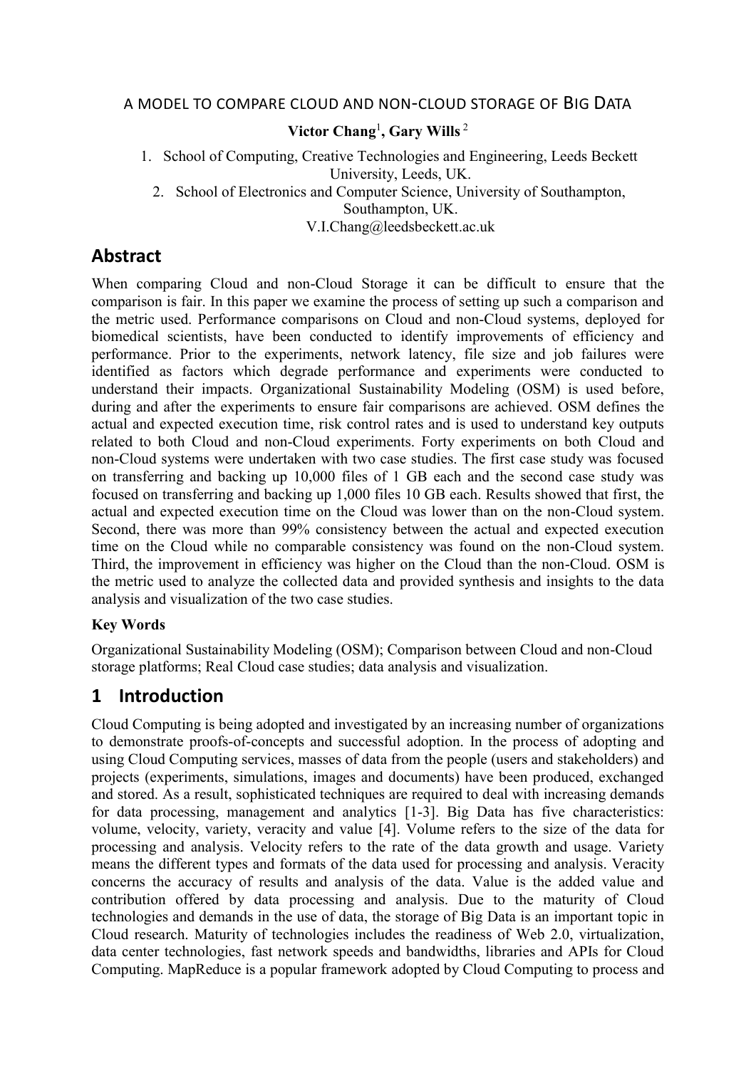# A MODEL TO COMPARE CLOUD AND NON-CLOUD STORAGE OF BIG DATA

**Victor Chang**[1], **Gary Wills**[2]

1. School of Computing, Creative Technologies and Engineering, Leeds Beckett University, Leeds, UK.
2. School of Electronics and Computer Science, University of Southampton, Southampton, UK.

V.I.Chang@leedsbeckett.ac.uk

## Abstract

When comparing Cloud and non-Cloud Storage it can be difficult to ensure that the comparison is fair. In this paper we examine the process of setting up such a comparison and the metric used. Performance comparisons on Cloud and non-Cloud systems, deployed for biomedical scientists, have been conducted to identify improvements of efficiency and performance. Prior to the experiments, network latency, file size and job failures were identified as factors which degrade performance and experiments were conducted to understand their impacts. Organizational Sustainability Modeling (OSM) is used before, during and after the experiments to ensure fair comparisons are achieved. OSM defines the actual and expected execution time, risk control rates and is used to understand key outputs related to both Cloud and non-Cloud experiments. Forty experiments on both Cloud and non-Cloud systems were undertaken with two case studies. The first case study was focused on transferring and backing up 10,000 files of 1 GB each and the second case study was focused on transferring and backing up 1,000 files 10 GB each. Results showed that first, the actual and expected execution time on the Cloud was lower than on the non-Cloud system. Second, there was more than 99% consistency between the actual and expected execution time on the Cloud while no comparable consistency was found on the non-Cloud system. Third, the improvement in efficiency was higher on the Cloud than the non-Cloud. OSM is the metric used to analyze the collected data and provided synthesis and insights to the data analysis and visualization of the two case studies.

**Key Words**

Organizational Sustainability Modeling (OSM); Comparison between Cloud and non-Cloud storage platforms; Real Cloud case studies; data analysis and visualization.

## 1 Introduction

Cloud Computing is being adopted and investigated by an increasing number of organizations to demonstrate proofs-of-concepts and successful adoption. In the process of adopting and using Cloud Computing services, masses of data from the people (users and stakeholders) and projects (experiments, simulations, images and documents) have been produced, exchanged and stored. As a result, sophisticated techniques are required to deal with increasing demands for data processing, management and analytics [1-3]. Big Data has five characteristics: volume, velocity, variety, veracity and value [4]. Volume refers to the size of the data for processing and analysis. Velocity refers to the rate of the data growth and usage. Variety means the different types and formats of the data used for processing and analysis. Veracity concerns the accuracy of results and analysis of the data. Value is the added value and contribution offered by data processing and analysis. Due to the maturity of Cloud technologies and demands in the use of data, the storage of Big Data is an important topic in Cloud research. Maturity of technologies includes the readiness of Web 2.0, virtualization, data center technologies, fast network speeds and bandwidths, libraries and APIs for Cloud Computing. MapReduce is a popular framework adopted by Cloud Computing to process and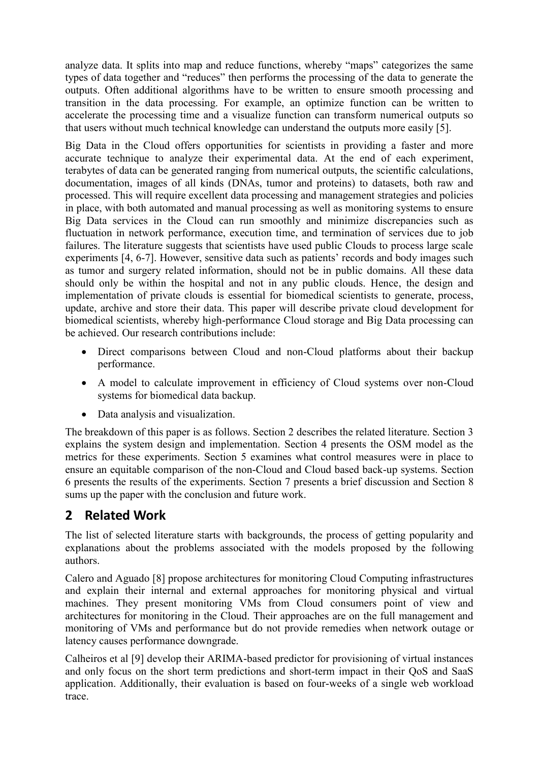analyze data. It splits into map and reduce functions, whereby "maps" categorizes the same types of data together and "reduces" then performs the processing of the data to generate the outputs. Often additional algorithms have to be written to ensure smooth processing and transition in the data processing. For example, an optimize function can be written to accelerate the processing time and a visualize function can transform numerical outputs so that users without much technical knowledge can understand the outputs more easily [5].

Big Data in the Cloud offers opportunities for scientists in providing a faster and more accurate technique to analyze their experimental data. At the end of each experiment, terabytes of data can be generated ranging from numerical outputs, the scientific calculations, documentation, images of all kinds (DNAs, tumor and proteins) to datasets, both raw and processed. This will require excellent data processing and management strategies and policies in place, with both automated and manual processing as well as monitoring systems to ensure Big Data services in the Cloud can run smoothly and minimize discrepancies such as fluctuation in network performance, execution time, and termination of services due to job failures. The literature suggests that scientists have used public Clouds to process large scale experiments [4, 6-7]. However, sensitive data such as patients' records and body images such as tumor and surgery related information, should not be in public domains. All these data should only be within the hospital and not in any public clouds. Hence, the design and implementation of private clouds is essential for biomedical scientists to generate, process, update, archive and store their data. This paper will describe private cloud development for biomedical scientists, whereby high-performance Cloud storage and Big Data processing can be achieved. Our research contributions include:

- Direct comparisons between Cloud and non-Cloud platforms about their backup performance.
- A model to calculate improvement in efficiency of Cloud systems over non-Cloud systems for biomedical data backup.
- Data analysis and visualization.

The breakdown of this paper is as follows. Section 2 describes the related literature. Section 3 explains the system design and implementation. Section 4 presents the OSM model as the metrics for these experiments. Section 5 examines what control measures were in place to ensure an equitable comparison of the non-Cloud and Cloud based back-up systems. Section 6 presents the results of the experiments. Section 7 presents a brief discussion and Section 8 sums up the paper with the conclusion and future work.

## 2 Related Work

The list of selected literature starts with backgrounds, the process of getting popularity and explanations about the problems associated with the models proposed by the following authors.

Calero and Aguado [8] propose architectures for monitoring Cloud Computing infrastructures and explain their internal and external approaches for monitoring physical and virtual machines. They present monitoring VMs from Cloud consumers point of view and architectures for monitoring in the Cloud. Their approaches are on the full management and monitoring of VMs and performance but do not provide remedies when network outage or latency causes performance downgrade.

Calheiros et al [9] develop their ARIMA-based predictor for provisioning of virtual instances and only focus on the short term predictions and short-term impact in their QoS and SaaS application. Additionally, their evaluation is based on four-weeks of a single web workload trace.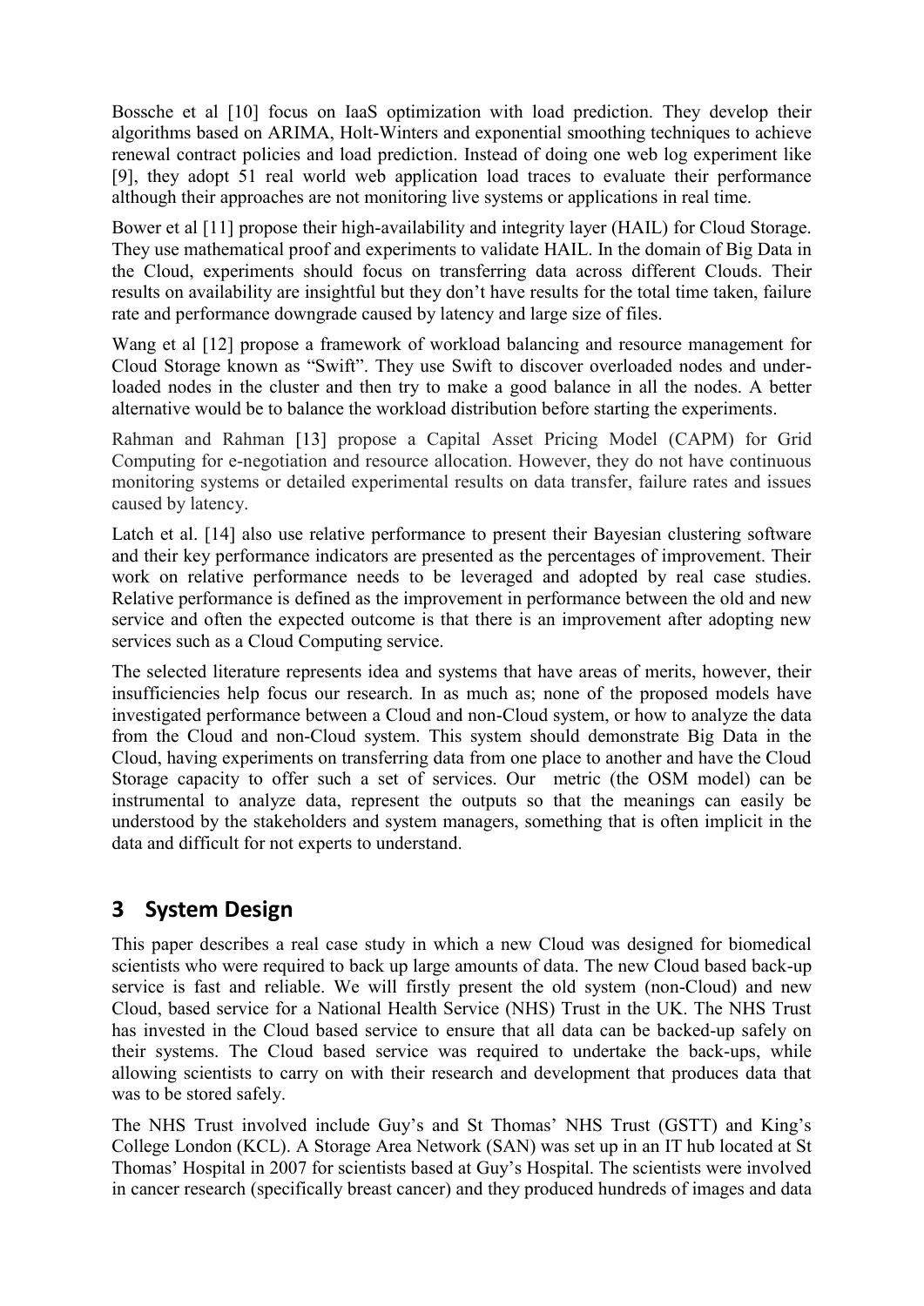Bossche et al [10] focus on IaaS optimization with load prediction. They develop their algorithms based on ARIMA, Holt-Winters and exponential smoothing techniques to achieve renewal contract policies and load prediction. Instead of doing one web log experiment like [9], they adopt 51 real world web application load traces to evaluate their performance although their approaches are not monitoring live systems or applications in real time.

Bower et al [11] propose their high-availability and integrity layer (HAIL) for Cloud Storage. They use mathematical proof and experiments to validate HAIL. In the domain of Big Data in the Cloud, experiments should focus on transferring data across different Clouds. Their results on availability are insightful but they don't have results for the total time taken, failure rate and performance downgrade caused by latency and large size of files.

Wang et al [12] propose a framework of workload balancing and resource management for Cloud Storage known as "Swift". They use Swift to discover overloaded nodes and under-loaded nodes in the cluster and then try to make a good balance in all the nodes. A better alternative would be to balance the workload distribution before starting the experiments.

Rahman and Rahman [13] propose a Capital Asset Pricing Model (CAPM) for Grid Computing for e-negotiation and resource allocation. However, they do not have continuous monitoring systems or detailed experimental results on data transfer, failure rates and issues caused by latency.

Latch et al. [14] also use relative performance to present their Bayesian clustering software and their key performance indicators are presented as the percentages of improvement. Their work on relative performance needs to be leveraged and adopted by real case studies. Relative performance is defined as the improvement in performance between the old and new service and often the expected outcome is that there is an improvement after adopting new services such as a Cloud Computing service.

The selected literature represents idea and systems that have areas of merits, however, their insufficiencies help focus our research. In as much as; none of the proposed models have investigated performance between a Cloud and non-Cloud system, or how to analyze the data from the Cloud and non-Cloud system. This system should demonstrate Big Data in the Cloud, having experiments on transferring data from one place to another and have the Cloud Storage capacity to offer such a set of services. Our metric (the OSM model) can be instrumental to analyze data, represent the outputs so that the meanings can easily be understood by the stakeholders and system managers, something that is often implicit in the data and difficult for not experts to understand.

## 3 System Design

This paper describes a real case study in which a new Cloud was designed for biomedical scientists who were required to back up large amounts of data. The new Cloud based back-up service is fast and reliable. We will firstly present the old system (non-Cloud) and new Cloud, based service for a National Health Service (NHS) Trust in the UK. The NHS Trust has invested in the Cloud based service to ensure that all data can be backed-up safely on their systems. The Cloud based service was required to undertake the back-ups, while allowing scientists to carry on with their research and development that produces data that was to be stored safely.

The NHS Trust involved include Guy's and St Thomas' NHS Trust (GSTT) and King's College London (KCL). A Storage Area Network (SAN) was set up in an IT hub located at St Thomas' Hospital in 2007 for scientists based at Guy's Hospital. The scientists were involved in cancer research (specifically breast cancer) and they produced hundreds of images and data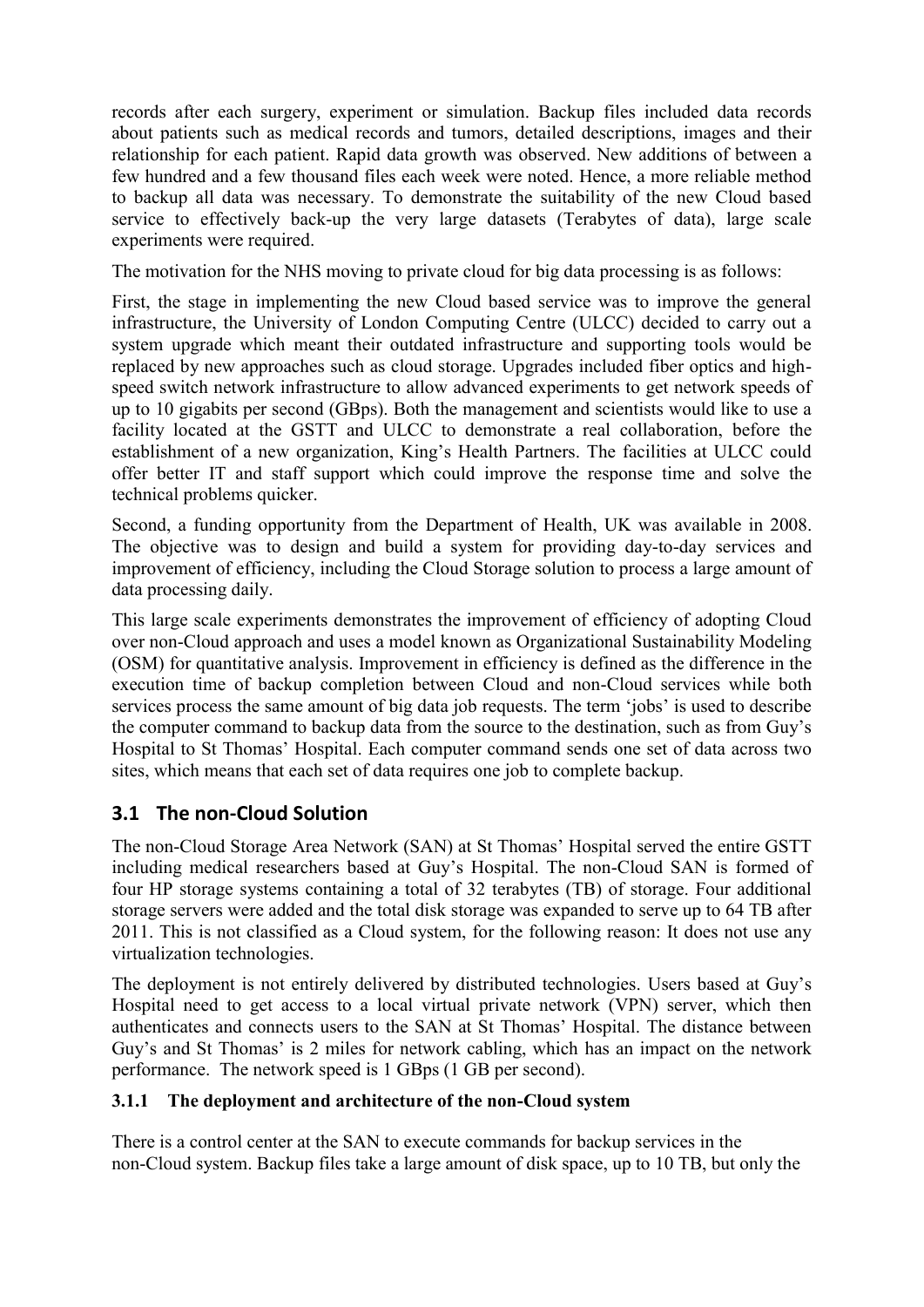records after each surgery, experiment or simulation. Backup files included data records about patients such as medical records and tumors, detailed descriptions, images and their relationship for each patient. Rapid data growth was observed. New additions of between a few hundred and a few thousand files each week were noted. Hence, a more reliable method to backup all data was necessary. To demonstrate the suitability of the new Cloud based service to effectively back-up the very large datasets (Terabytes of data), large scale experiments were required.

The motivation for the NHS moving to private cloud for big data processing is as follows:

First, the stage in implementing the new Cloud based service was to improve the general infrastructure, the University of London Computing Centre (ULCC) decided to carry out a system upgrade which meant their outdated infrastructure and supporting tools would be replaced by new approaches such as cloud storage. Upgrades included fiber optics and high-speed switch network infrastructure to allow advanced experiments to get network speeds of up to 10 gigabits per second (GBps). Both the management and scientists would like to use a facility located at the GSTT and ULCC to demonstrate a real collaboration, before the establishment of a new organization, King's Health Partners. The facilities at ULCC could offer better IT and staff support which could improve the response time and solve the technical problems quicker.

Second, a funding opportunity from the Department of Health, UK was available in 2008. The objective was to design and build a system for providing day-to-day services and improvement of efficiency, including the Cloud Storage solution to process a large amount of data processing daily.

This large scale experiments demonstrates the improvement of efficiency of adopting Cloud over non-Cloud approach and uses a model known as Organizational Sustainability Modeling (OSM) for quantitative analysis. Improvement in efficiency is defined as the difference in the execution time of backup completion between Cloud and non-Cloud services while both services process the same amount of big data job requests. The term 'jobs' is used to describe the computer command to backup data from the source to the destination, such as from Guy's Hospital to St Thomas' Hospital. Each computer command sends one set of data across two sites, which means that each set of data requires one job to complete backup.

## 3.1 The non-Cloud Solution

The non-Cloud Storage Area Network (SAN) at St Thomas' Hospital served the entire GSTT including medical researchers based at Guy's Hospital. The non-Cloud SAN is formed of four HP storage systems containing a total of 32 terabytes (TB) of storage. Four additional storage servers were added and the total disk storage was expanded to serve up to 64 TB after 2011. This is not classified as a Cloud system, for the following reason: It does not use any virtualization technologies.

The deployment is not entirely delivered by distributed technologies. Users based at Guy's Hospital need to get access to a local virtual private network (VPN) server, which then authenticates and connects users to the SAN at St Thomas' Hospital. The distance between Guy's and St Thomas' is 2 miles for network cabling, which has an impact on the network performance. The network speed is 1 GBps (1 GB per second).

### 3.1.1 The deployment and architecture of the non-Cloud system

There is a control center at the SAN to execute commands for backup services in the non-Cloud system. Backup files take a large amount of disk space, up to 10 TB, but only the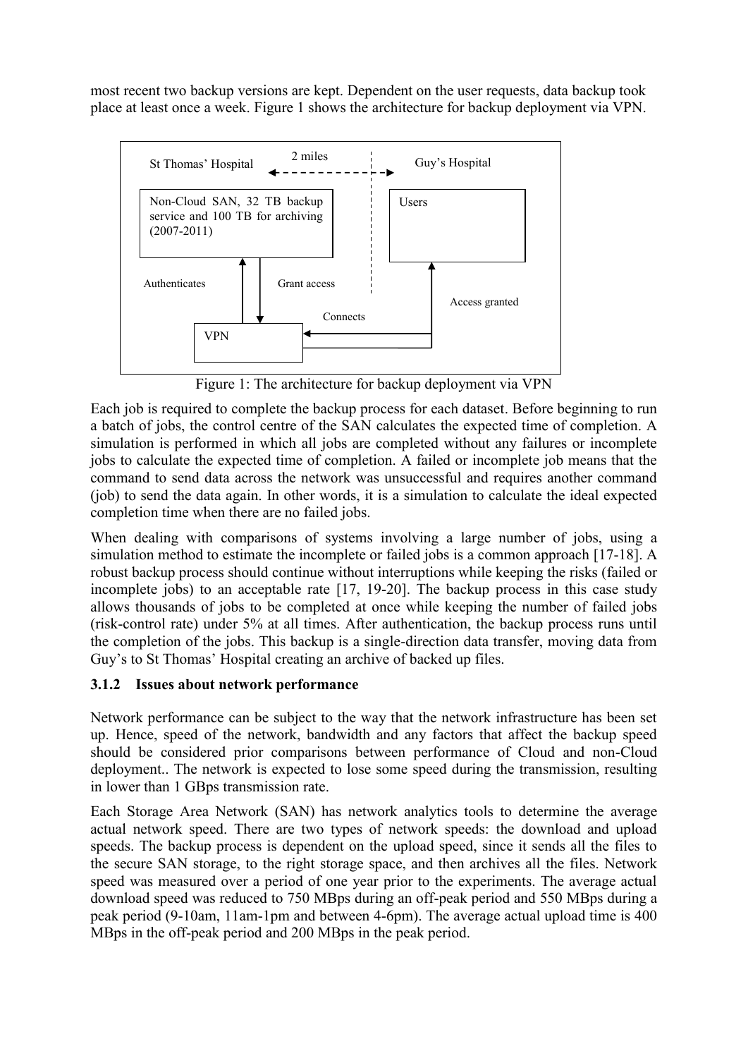most recent two backup versions are kept. Dependent on the user requests, data backup took place at least once a week. Figure 1 shows the architecture for backup deployment via VPN.

Figure 1: The architecture for backup deployment via VPN

Each job is required to complete the backup process for each dataset. Before beginning to run a batch of jobs, the control centre of the SAN calculates the expected time of completion. A simulation is performed in which all jobs are completed without any failures or incomplete jobs to calculate the expected time of completion. A failed or incomplete job means that the command to send data across the network was unsuccessful and requires another command (job) to send the data again. In other words, it is a simulation to calculate the ideal expected completion time when there are no failed jobs.

When dealing with comparisons of systems involving a large number of jobs, using a simulation method to estimate the incomplete or failed jobs is a common approach [17-18]. A robust backup process should continue without interruptions while keeping the risks (failed or incomplete jobs) to an acceptable rate [17, 19-20]. The backup process in this case study allows thousands of jobs to be completed at once while keeping the number of failed jobs (risk-control rate) under 5% at all times. After authentication, the backup process runs until the completion of the jobs. This backup is a single-direction data transfer, moving data from Guy's to St Thomas' Hospital creating an archive of backed up files.

### 3.1.2 Issues about network performance

Network performance can be subject to the way that the network infrastructure has been set up. Hence, speed of the network, bandwidth and any factors that affect the backup speed should be considered prior comparisons between performance of Cloud and non-Cloud deployment.. The network is expected to lose some speed during the transmission, resulting in lower than 1 GBps transmission rate.

Each Storage Area Network (SAN) has network analytics tools to determine the average actual network speed. There are two types of network speeds: the download and upload speeds. The backup process is dependent on the upload speed, since it sends all the files to the secure SAN storage, to the right storage space, and then archives all the files. Network speed was measured over a period of one year prior to the experiments. The average actual download speed was reduced to 750 MBps during an off-peak period and 550 MBps during a peak period (9-10am, 11am-1pm and between 4-6pm). The average actual upload time is 400 MBps in the off-peak period and 200 MBps in the peak period.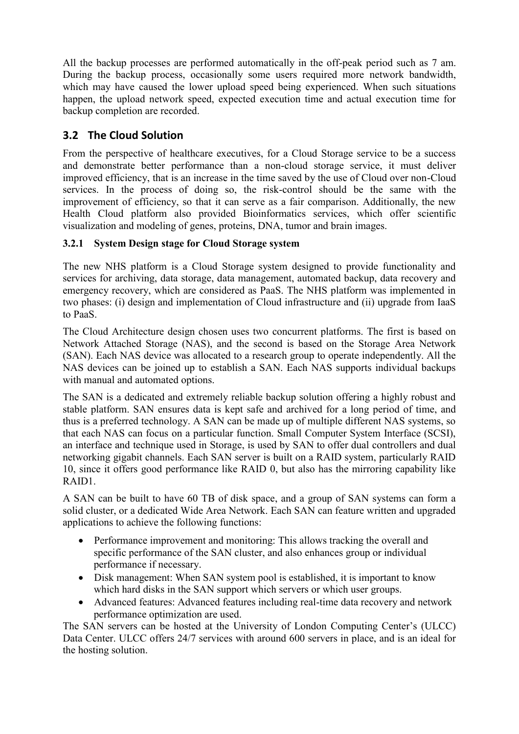All the backup processes are performed automatically in the off-peak period such as 7 am. During the backup process, occasionally some users required more network bandwidth, which may have caused the lower upload speed being experienced. When such situations happen, the upload network speed, expected execution time and actual execution time for backup completion are recorded.

## 3.2 The Cloud Solution

From the perspective of healthcare executives, for a Cloud Storage service to be a success and demonstrate better performance than a non-cloud storage service, it must deliver improved efficiency, that is an increase in the time saved by the use of Cloud over non-Cloud services. In the process of doing so, the risk-control should be the same with the improvement of efficiency, so that it can serve as a fair comparison. Additionally, the new Health Cloud platform also provided Bioinformatics services, which offer scientific visualization and modeling of genes, proteins, DNA, tumor and brain images.

### 3.2.1 System Design stage for Cloud Storage system

The new NHS platform is a Cloud Storage system designed to provide functionality and services for archiving, data storage, data management, automated backup, data recovery and emergency recovery, which are considered as PaaS. The NHS platform was implemented in two phases: (i) design and implementation of Cloud infrastructure and (ii) upgrade from IaaS to PaaS.

The Cloud Architecture design chosen uses two concurrent platforms. The first is based on Network Attached Storage (NAS), and the second is based on the Storage Area Network (SAN). Each NAS device was allocated to a research group to operate independently. All the NAS devices can be joined up to establish a SAN. Each NAS supports individual backups with manual and automated options.

The SAN is a dedicated and extremely reliable backup solution offering a highly robust and stable platform. SAN ensures data is kept safe and archived for a long period of time, and thus is a preferred technology. A SAN can be made up of multiple different NAS systems, so that each NAS can focus on a particular function. Small Computer System Interface (SCSI), an interface and technique used in Storage, is used by SAN to offer dual controllers and dual networking gigabit channels. Each SAN server is built on a RAID system, particularly RAID 10, since it offers good performance like RAID 0, but also has the mirroring capability like RAID1.

A SAN can be built to have 60 TB of disk space, and a group of SAN systems can form a solid cluster, or a dedicated Wide Area Network. Each SAN can feature written and upgraded applications to achieve the following functions:

- Performance improvement and monitoring: This allows tracking the overall and specific performance of the SAN cluster, and also enhances group or individual performance if necessary.
- Disk management: When SAN system pool is established, it is important to know which hard disks in the SAN support which servers or which user groups.
- Advanced features: Advanced features including real-time data recovery and network performance optimization are used.

The SAN servers can be hosted at the University of London Computing Center's (ULCC) Data Center. ULCC offers 24/7 services with around 600 servers in place, and is an ideal for the hosting solution.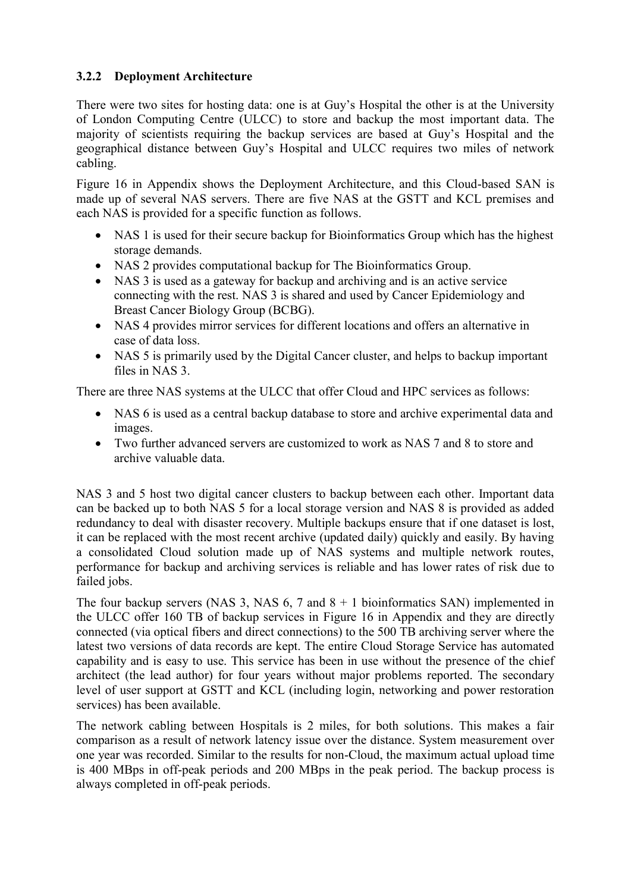### 3.2.2 Deployment Architecture

There were two sites for hosting data: one is at Guy's Hospital the other is at the University of London Computing Centre (ULCC) to store and backup the most important data. The majority of scientists requiring the backup services are based at Guy's Hospital and the geographical distance between Guy's Hospital and ULCC requires two miles of network cabling.

Figure 16 in Appendix shows the Deployment Architecture, and this Cloud-based SAN is made up of several NAS servers. There are five NAS at the GSTT and KCL premises and each NAS is provided for a specific function as follows.

- NAS 1 is used for their secure backup for Bioinformatics Group which has the highest storage demands.
- NAS 2 provides computational backup for The Bioinformatics Group.
- NAS 3 is used as a gateway for backup and archiving and is an active service connecting with the rest. NAS 3 is shared and used by Cancer Epidemiology and Breast Cancer Biology Group (BCBG).
- NAS 4 provides mirror services for different locations and offers an alternative in case of data loss.
- NAS 5 is primarily used by the Digital Cancer cluster, and helps to backup important files in NAS 3.

There are three NAS systems at the ULCC that offer Cloud and HPC services as follows:

- NAS 6 is used as a central backup database to store and archive experimental data and images.
- Two further advanced servers are customized to work as NAS 7 and 8 to store and archive valuable data.

NAS 3 and 5 host two digital cancer clusters to backup between each other. Important data can be backed up to both NAS 5 for a local storage version and NAS 8 is provided as added redundancy to deal with disaster recovery. Multiple backups ensure that if one dataset is lost, it can be replaced with the most recent archive (updated daily) quickly and easily. By having a consolidated Cloud solution made up of NAS systems and multiple network routes, performance for backup and archiving services is reliable and has lower rates of risk due to failed jobs.

The four backup servers (NAS 3, NAS 6, 7 and 8 + 1 bioinformatics SAN) implemented in the ULCC offer 160 TB of backup services in Figure 16 in Appendix and they are directly connected (via optical fibers and direct connections) to the 500 TB archiving server where the latest two versions of data records are kept. The entire Cloud Storage Service has automated capability and is easy to use. This service has been in use without the presence of the chief architect (the lead author) for four years without major problems reported. The secondary level of user support at GSTT and KCL (including login, networking and power restoration services) has been available.

The network cabling between Hospitals is 2 miles, for both solutions. This makes a fair comparison as a result of network latency issue over the distance. System measurement over one year was recorded. Similar to the results for non-Cloud, the maximum actual upload time is 400 MBps in off-peak periods and 200 MBps in the peak period. The backup process is always completed in off-peak periods.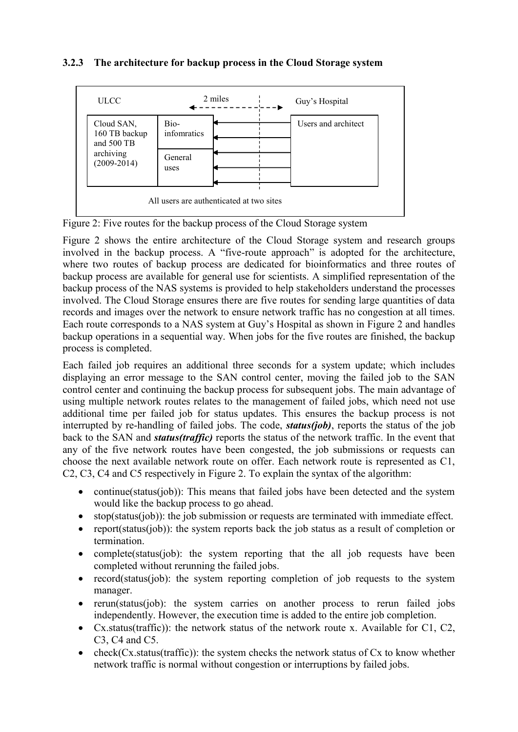### 3.2.3 The architecture for backup process in the Cloud Storage system

ULCC — 2 miles — Guy's Hospital

Cloud SAN, 160 TB backup and 500 TB archiving (2009-2014) | Bio-infomratics | General uses | Users and architect

All users are authenticated at two sites

Figure 2: Five routes for the backup process of the Cloud Storage system

Figure 2 shows the entire architecture of the Cloud Storage system and research groups involved in the backup process. A "five-route approach" is adopted for the architecture, where two routes of backup process are dedicated for bioinformatics and three routes of backup process are available for general use for scientists. A simplified representation of the backup process of the NAS systems is provided to help stakeholders understand the processes involved. The Cloud Storage ensures there are five routes for sending large quantities of data records and images over the network to ensure network traffic has no congestion at all times. Each route corresponds to a NAS system at Guy's Hospital as shown in Figure 2 and handles backup operations in a sequential way. When jobs for the five routes are finished, the backup process is completed.

Each failed job requires an additional three seconds for a system update; which includes displaying an error message to the SAN control center, moving the failed job to the SAN control center and continuing the backup process for subsequent jobs. The main advantage of using multiple network routes relates to the management of failed jobs, which need not use additional time per failed job for status updates. This ensures the backup process is not interrupted by re-handling of failed jobs. The code, ***status(job)***, reports the status of the job back to the SAN and ***status(traffic)*** reports the status of the network traffic. In the event that any of the five network routes have been congested, the job submissions or requests can choose the next available network route on offer. Each network route is represented as C1, C2, C3, C4 and C5 respectively in Figure 2. To explain the syntax of the algorithm:

- continue(status(job)): This means that failed jobs have been detected and the system would like the backup process to go ahead.
- stop(status(job)): the job submission or requests are terminated with immediate effect.
- report(status(job)): the system reports back the job status as a result of completion or termination.
- complete(status(job): the system reporting that the all job requests have been completed without rerunning the failed jobs.
- record(status(job): the system reporting completion of job requests to the system manager.
- rerun(status(job): the system carries on another process to rerun failed jobs independently. However, the execution time is added to the entire job completion.
- Cx.status(traffic)): the network status of the network route x. Available for C1, C2, C3, C4 and C5.
- check(Cx.status(traffic)): the system checks the network status of Cx to know whether network traffic is normal without congestion or interruptions by failed jobs.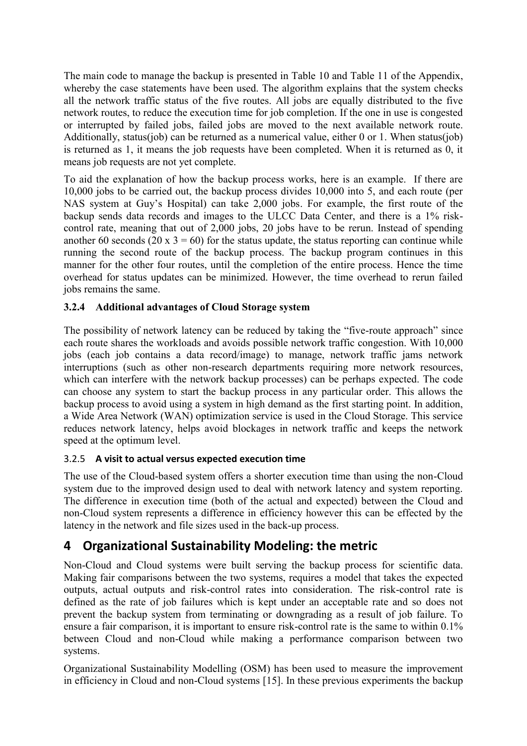The main code to manage the backup is presented in Table 10 and Table 11 of the Appendix, whereby the case statements have been used. The algorithm explains that the system checks all the network traffic status of the five routes. All jobs are equally distributed to the five network routes, to reduce the execution time for job completion. If the one in use is congested or interrupted by failed jobs, failed jobs are moved to the next available network route. Additionally, status(job) can be returned as a numerical value, either 0 or 1. When status(job) is returned as 1, it means the job requests have been completed. When it is returned as 0, it means job requests are not yet complete.

To aid the explanation of how the backup process works, here is an example. If there are 10,000 jobs to be carried out, the backup process divides 10,000 into 5, and each route (per NAS system at Guy's Hospital) can take 2,000 jobs. For example, the first route of the backup sends data records and images to the ULCC Data Center, and there is a 1% risk-control rate, meaning that out of 2,000 jobs, 20 jobs have to be rerun. Instead of spending another 60 seconds (20 x 3 = 60) for the status update, the status reporting can continue while running the second route of the backup process. The backup program continues in this manner for the other four routes, until the completion of the entire process. Hence the time overhead for status updates can be minimized. However, the time overhead to rerun failed jobs remains the same.

### 3.2.4 Additional advantages of Cloud Storage system

The possibility of network latency can be reduced by taking the "five-route approach" since each route shares the workloads and avoids possible network traffic congestion. With 10,000 jobs (each job contains a data record/image) to manage, network traffic jams network interruptions (such as other non-research departments requiring more network resources, which can interfere with the network backup processes) can be perhaps expected. The code can choose any system to start the backup process in any particular order. This allows the backup process to avoid using a system in high demand as the first starting point. In addition, a Wide Area Network (WAN) optimization service is used in the Cloud Storage. This service reduces network latency, helps avoid blockages in network traffic and keeps the network speed at the optimum level.

### 3.2.5 A visit to actual versus expected execution time

The use of the Cloud-based system offers a shorter execution time than using the non-Cloud system due to the improved design used to deal with network latency and system reporting. The difference in execution time (both of the actual and expected) between the Cloud and non-Cloud system represents a difference in efficiency however this can be effected by the latency in the network and file sizes used in the back-up process.

# 4 Organizational Sustainability Modeling: the metric

Non-Cloud and Cloud systems were built serving the backup process for scientific data. Making fair comparisons between the two systems, requires a model that takes the expected outputs, actual outputs and risk-control rates into consideration. The risk-control rate is defined as the rate of job failures which is kept under an acceptable rate and so does not prevent the backup system from terminating or downgrading as a result of job failure. To ensure a fair comparison, it is important to ensure risk-control rate is the same to within 0.1% between Cloud and non-Cloud while making a performance comparison between two systems.

Organizational Sustainability Modelling (OSM) has been used to measure the improvement in efficiency in Cloud and non-Cloud systems [15]. In these previous experiments the backup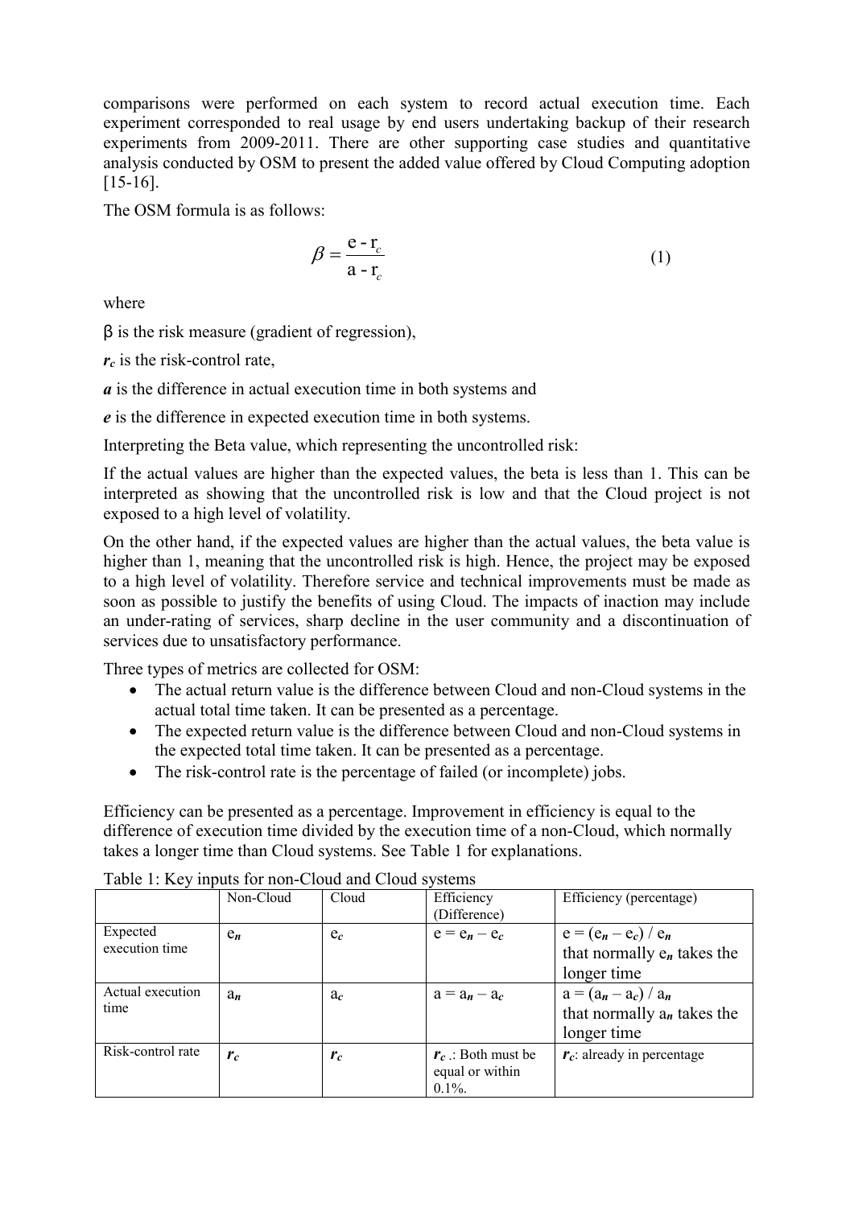comparisons were performed on each system to record actual execution time. Each experiment corresponded to real usage by end users undertaking backup of their research experiments from 2009-2011. There are other supporting case studies and quantitative analysis conducted by OSM to present the added value offered by Cloud Computing adoption [15-16].

The OSM formula is as follows:

$$\beta = \frac{\mathrm{e} - \mathrm{r}_c}{\mathrm{a} - \mathrm{r}_c} \tag{1}$$

where

β is the risk measure (gradient of regression),

$r_c$ is the risk-control rate,

***a*** is the difference in actual execution time in both systems and

***e*** is the difference in expected execution time in both systems.

Interpreting the Beta value, which representing the uncontrolled risk:

If the actual values are higher than the expected values, the beta is less than 1. This can be interpreted as showing that the uncontrolled risk is low and that the Cloud project is not exposed to a high level of volatility.

On the other hand, if the expected values are higher than the actual values, the beta value is higher than 1, meaning that the uncontrolled risk is high. Hence, the project may be exposed to a high level of volatility. Therefore service and technical improvements must be made as soon as possible to justify the benefits of using Cloud. The impacts of inaction may include an under-rating of services, sharp decline in the user community and a discontinuation of services due to unsatisfactory performance.

Three types of metrics are collected for OSM:

- The actual return value is the difference between Cloud and non-Cloud systems in the actual total time taken. It can be presented as a percentage.
- The expected return value is the difference between Cloud and non-Cloud systems in the expected total time taken. It can be presented as a percentage.
- The risk-control rate is the percentage of failed (or incomplete) jobs.

Efficiency can be presented as a percentage. Improvement in efficiency is equal to the difference of execution time divided by the execution time of a non-Cloud, which normally takes a longer time than Cloud systems. See Table 1 for explanations.

Table 1: Key inputs for non-Cloud and Cloud systems

| | Non-Cloud | Cloud | Efficiency (Difference) | Efficiency (percentage) |
|---|---|---|---|---|
| Expected execution time | $e_n$ | $e_c$ | $e = e_n - e_c$ | $e = (e_n - e_c) / e_n$ that normally $e_n$ takes the longer time |
| Actual execution time | $a_n$ | $a_c$ | $a = a_n - a_c$ | $a = (a_n - a_c) / a_n$ that normally $a_n$ takes the longer time |
| Risk-control rate | $r_c$ | $r_c$ | $r_c$ .: Both must be equal or within 0.1%. | $r_c$: already in percentage |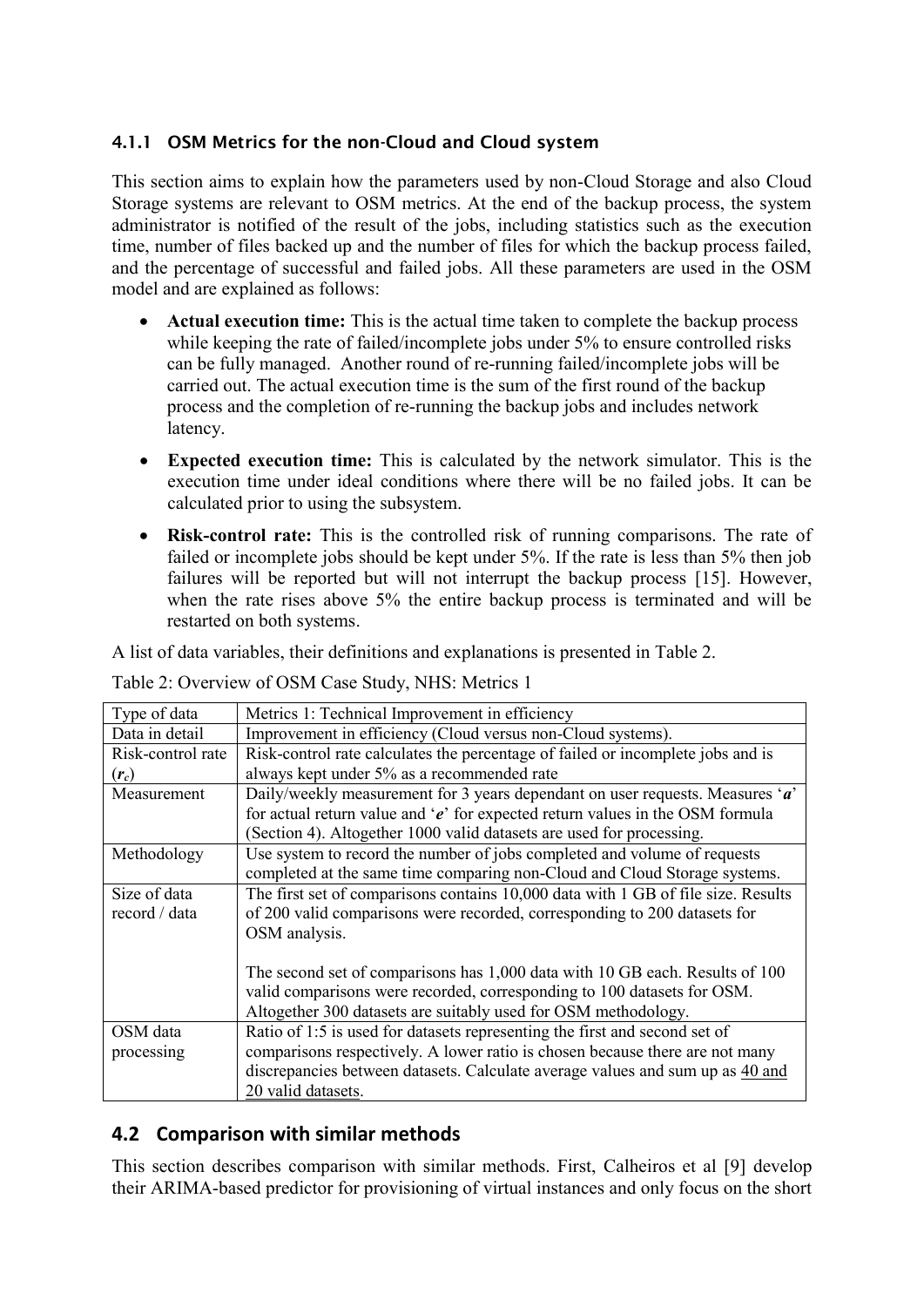### 4.1.1 OSM Metrics for the non-Cloud and Cloud system

This section aims to explain how the parameters used by non-Cloud Storage and also Cloud Storage systems are relevant to OSM metrics. At the end of the backup process, the system administrator is notified of the result of the jobs, including statistics such as the execution time, number of files backed up and the number of files for which the backup process failed, and the percentage of successful and failed jobs. All these parameters are used in the OSM model and are explained as follows:

- **Actual execution time:** This is the actual time taken to complete the backup process while keeping the rate of failed/incomplete jobs under 5% to ensure controlled risks can be fully managed. Another round of re-running failed/incomplete jobs will be carried out. The actual execution time is the sum of the first round of the backup process and the completion of re-running the backup jobs and includes network latency.
- **Expected execution time:** This is calculated by the network simulator. This is the execution time under ideal conditions where there will be no failed jobs. It can be calculated prior to using the subsystem.
- **Risk-control rate:** This is the controlled risk of running comparisons. The rate of failed or incomplete jobs should be kept under 5%. If the rate is less than 5% then job failures will be reported but will not interrupt the backup process [15]. However, when the rate rises above 5% the entire backup process is terminated and will be restarted on both systems.

A list of data variables, their definitions and explanations is presented in Table 2.

Table 2: Overview of OSM Case Study, NHS: Metrics 1

| Type of data | Metrics 1: Technical Improvement in efficiency |
|---|---|
| Data in detail | Improvement in efficiency (Cloud versus non-Cloud systems). |
| Risk-control rate ($r_c$) | Risk-control rate calculates the percentage of failed or incomplete jobs and is always kept under 5% as a recommended rate |
| Measurement | Daily/weekly measurement for 3 years dependant on user requests. Measures '***a***' for actual return value and '***e***' for expected return values in the OSM formula (Section 4). Altogether 1000 valid datasets are used for processing. |
| Methodology | Use system to record the number of jobs completed and volume of requests completed at the same time comparing non-Cloud and Cloud Storage systems. |
| Size of data record / data | The first set of comparisons contains 10,000 data with 1 GB of file size. Results of 200 valid comparisons were recorded, corresponding to 200 datasets for OSM analysis.<br><br>The second set of comparisons has 1,000 data with 10 GB each. Results of 100 valid comparisons were recorded, corresponding to 100 datasets for OSM. Altogether 300 datasets are suitably used for OSM methodology. |
| OSM data processing | Ratio of 1:5 is used for datasets representing the first and second set of comparisons respectively. A lower ratio is chosen because there are not many discrepancies between datasets. Calculate average values and sum up as <u>40 and 20 valid datasets</u>. |

## 4.2 Comparison with similar methods

This section describes comparison with similar methods. First, Calheiros et al [9] develop their ARIMA-based predictor for provisioning of virtual instances and only focus on the short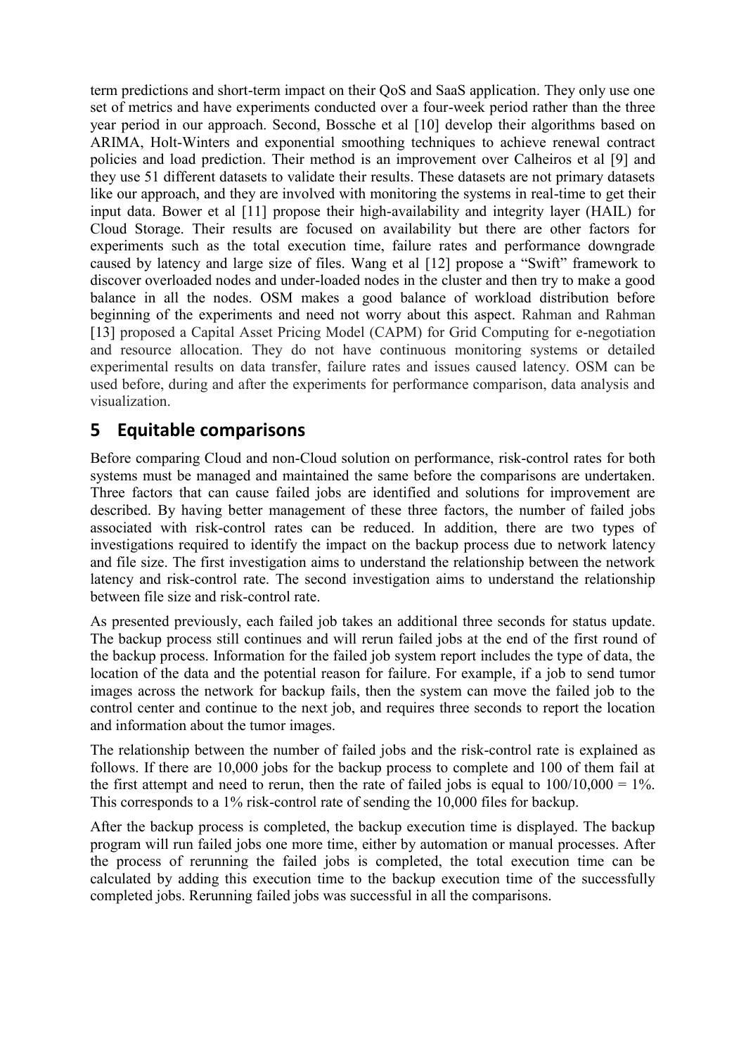term predictions and short-term impact on their QoS and SaaS application. They only use one set of metrics and have experiments conducted over a four-week period rather than the three year period in our approach. Second, Bossche et al [10] develop their algorithms based on ARIMA, Holt-Winters and exponential smoothing techniques to achieve renewal contract policies and load prediction. Their method is an improvement over Calheiros et al [9] and they use 51 different datasets to validate their results. These datasets are not primary datasets like our approach, and they are involved with monitoring the systems in real-time to get their input data. Bower et al [11] propose their high-availability and integrity layer (HAIL) for Cloud Storage. Their results are focused on availability but there are other factors for experiments such as the total execution time, failure rates and performance downgrade caused by latency and large size of files. Wang et al [12] propose a "Swift" framework to discover overloaded nodes and under-loaded nodes in the cluster and then try to make a good balance in all the nodes. OSM makes a good balance of workload distribution before beginning of the experiments and need not worry about this aspect. Rahman and Rahman [13] proposed a Capital Asset Pricing Model (CAPM) for Grid Computing for e-negotiation and resource allocation. They do not have continuous monitoring systems or detailed experimental results on data transfer, failure rates and issues caused latency. OSM can be used before, during and after the experiments for performance comparison, data analysis and visualization.

# 5 Equitable comparisons

Before comparing Cloud and non-Cloud solution on performance, risk-control rates for both systems must be managed and maintained the same before the comparisons are undertaken. Three factors that can cause failed jobs are identified and solutions for improvement are described. By having better management of these three factors, the number of failed jobs associated with risk-control rates can be reduced. In addition, there are two types of investigations required to identify the impact on the backup process due to network latency and file size. The first investigation aims to understand the relationship between the network latency and risk-control rate. The second investigation aims to understand the relationship between file size and risk-control rate.

As presented previously, each failed job takes an additional three seconds for status update. The backup process still continues and will rerun failed jobs at the end of the first round of the backup process. Information for the failed job system report includes the type of data, the location of the data and the potential reason for failure. For example, if a job to send tumor images across the network for backup fails, then the system can move the failed job to the control center and continue to the next job, and requires three seconds to report the location and information about the tumor images.

The relationship between the number of failed jobs and the risk-control rate is explained as follows. If there are 10,000 jobs for the backup process to complete and 100 of them fail at the first attempt and need to rerun, then the rate of failed jobs is equal to 100/10,000 = 1%. This corresponds to a 1% risk-control rate of sending the 10,000 files for backup.

After the backup process is completed, the backup execution time is displayed. The backup program will run failed jobs one more time, either by automation or manual processes. After the process of rerunning the failed jobs is completed, the total execution time can be calculated by adding this execution time to the backup execution time of the successfully completed jobs. Rerunning failed jobs was successful in all the comparisons.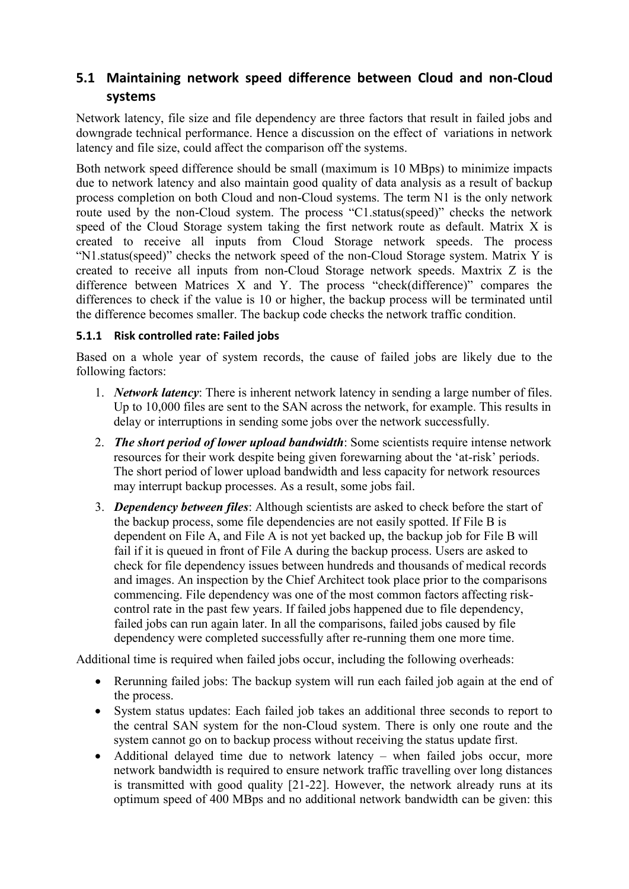## 5.1 Maintaining network speed difference between Cloud and non-Cloud systems

Network latency, file size and file dependency are three factors that result in failed jobs and downgrade technical performance. Hence a discussion on the effect of variations in network latency and file size, could affect the comparison off the systems.

Both network speed difference should be small (maximum is 10 MBps) to minimize impacts due to network latency and also maintain good quality of data analysis as a result of backup process completion on both Cloud and non-Cloud systems. The term N1 is the only network route used by the non-Cloud system. The process "C1.status(speed)" checks the network speed of the Cloud Storage system taking the first network route as default. Matrix X is created to receive all inputs from Cloud Storage network speeds. The process "N1.status(speed)" checks the network speed of the non-Cloud Storage system. Matrix Y is created to receive all inputs from non-Cloud Storage network speeds. Maxtrix Z is the difference between Matrices X and Y. The process "check(difference)" compares the differences to check if the value is 10 or higher, the backup process will be terminated until the difference becomes smaller. The backup code checks the network traffic condition.

### 5.1.1 Risk controlled rate: Failed jobs

Based on a whole year of system records, the cause of failed jobs are likely due to the following factors:

1. ***Network latency***: There is inherent network latency in sending a large number of files. Up to 10,000 files are sent to the SAN across the network, for example. This results in delay or interruptions in sending some jobs over the network successfully.
2. ***The short period of lower upload bandwidth***: Some scientists require intense network resources for their work despite being given forewarning about the 'at-risk' periods. The short period of lower upload bandwidth and less capacity for network resources may interrupt backup processes. As a result, some jobs fail.
3. ***Dependency between files***: Although scientists are asked to check before the start of the backup process, some file dependencies are not easily spotted. If File B is dependent on File A, and File A is not yet backed up, the backup job for File B will fail if it is queued in front of File A during the backup process. Users are asked to check for file dependency issues between hundreds and thousands of medical records and images. An inspection by the Chief Architect took place prior to the comparisons commencing. File dependency was one of the most common factors affecting risk-control rate in the past few years. If failed jobs happened due to file dependency, failed jobs can run again later. In all the comparisons, failed jobs caused by file dependency were completed successfully after re-running them one more time.

Additional time is required when failed jobs occur, including the following overheads:

- Rerunning failed jobs: The backup system will run each failed job again at the end of the process.
- System status updates: Each failed job takes an additional three seconds to report to the central SAN system for the non-Cloud system. There is only one route and the system cannot go on to backup process without receiving the status update first.
- Additional delayed time due to network latency – when failed jobs occur, more network bandwidth is required to ensure network traffic travelling over long distances is transmitted with good quality [21-22]. However, the network already runs at its optimum speed of 400 MBps and no additional network bandwidth can be given: this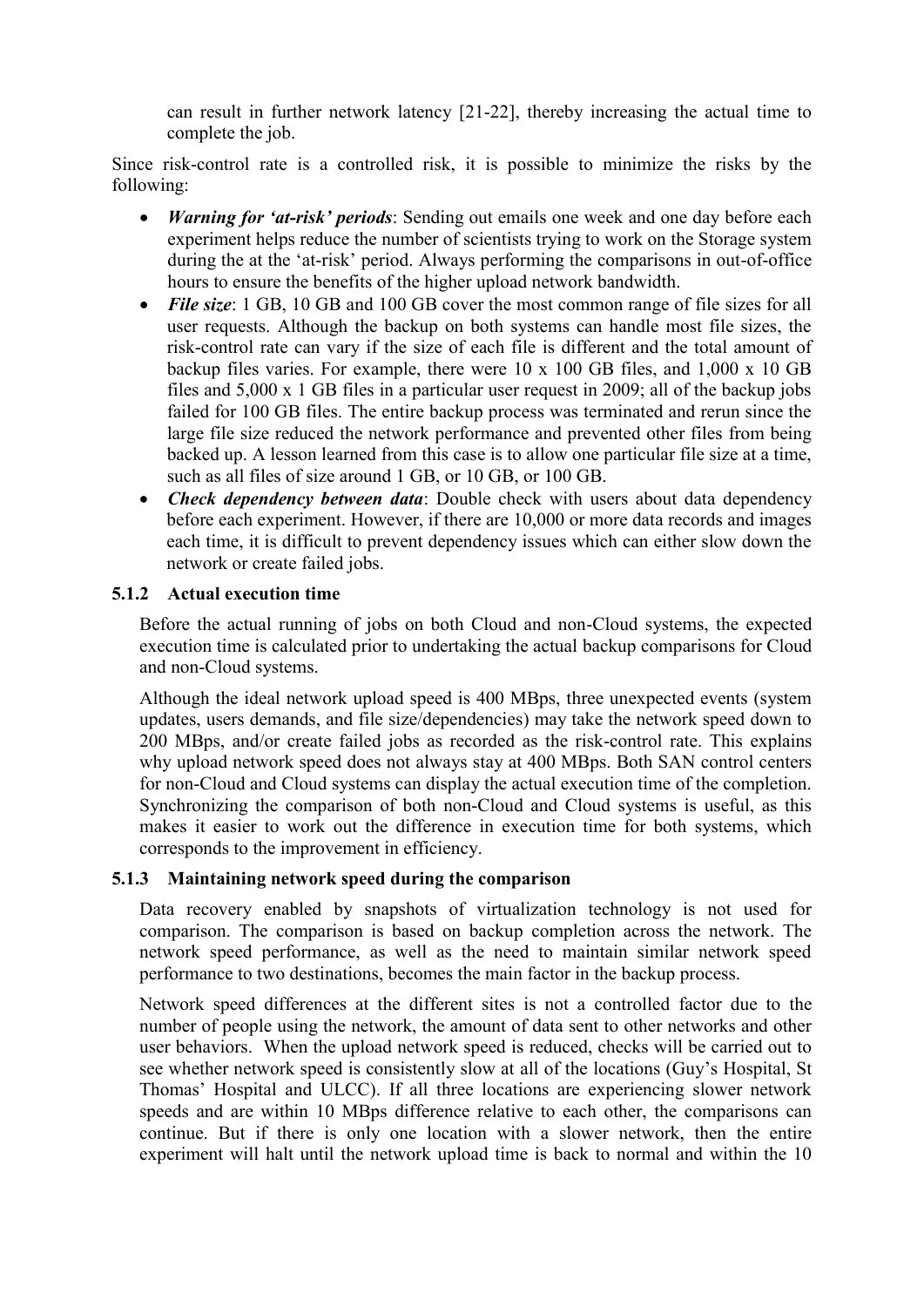can result in further network latency [21-22], thereby increasing the actual time to complete the job.

Since risk-control rate is a controlled risk, it is possible to minimize the risks by the following:

- ***Warning for 'at-risk' periods***: Sending out emails one week and one day before each experiment helps reduce the number of scientists trying to work on the Storage system during the at the 'at-risk' period. Always performing the comparisons in out-of-office hours to ensure the benefits of the higher upload network bandwidth.
- ***File size***: 1 GB, 10 GB and 100 GB cover the most common range of file sizes for all user requests. Although the backup on both systems can handle most file sizes, the risk-control rate can vary if the size of each file is different and the total amount of backup files varies. For example, there were 10 x 100 GB files, and 1,000 x 10 GB files and 5,000 x 1 GB files in a particular user request in 2009; all of the backup jobs failed for 100 GB files. The entire backup process was terminated and rerun since the large file size reduced the network performance and prevented other files from being backed up. A lesson learned from this case is to allow one particular file size at a time, such as all files of size around 1 GB, or 10 GB, or 100 GB.
- ***Check dependency between data***: Double check with users about data dependency before each experiment. However, if there are 10,000 or more data records and images each time, it is difficult to prevent dependency issues which can either slow down the network or create failed jobs.

### 5.1.2 Actual execution time

Before the actual running of jobs on both Cloud and non-Cloud systems, the expected execution time is calculated prior to undertaking the actual backup comparisons for Cloud and non-Cloud systems.

Although the ideal network upload speed is 400 MBps, three unexpected events (system updates, users demands, and file size/dependencies) may take the network speed down to 200 MBps, and/or create failed jobs as recorded as the risk-control rate. This explains why upload network speed does not always stay at 400 MBps. Both SAN control centers for non-Cloud and Cloud systems can display the actual execution time of the completion. Synchronizing the comparison of both non-Cloud and Cloud systems is useful, as this makes it easier to work out the difference in execution time for both systems, which corresponds to the improvement in efficiency.

### 5.1.3 Maintaining network speed during the comparison

Data recovery enabled by snapshots of virtualization technology is not used for comparison. The comparison is based on backup completion across the network. The network speed performance, as well as the need to maintain similar network speed performance to two destinations, becomes the main factor in the backup process.

Network speed differences at the different sites is not a controlled factor due to the number of people using the network, the amount of data sent to other networks and other user behaviors. When the upload network speed is reduced, checks will be carried out to see whether network speed is consistently slow at all of the locations (Guy's Hospital, St Thomas' Hospital and ULCC). If all three locations are experiencing slower network speeds and are within 10 MBps difference relative to each other, the comparisons can continue. But if there is only one location with a slower network, then the entire experiment will halt until the network upload time is back to normal and within the 10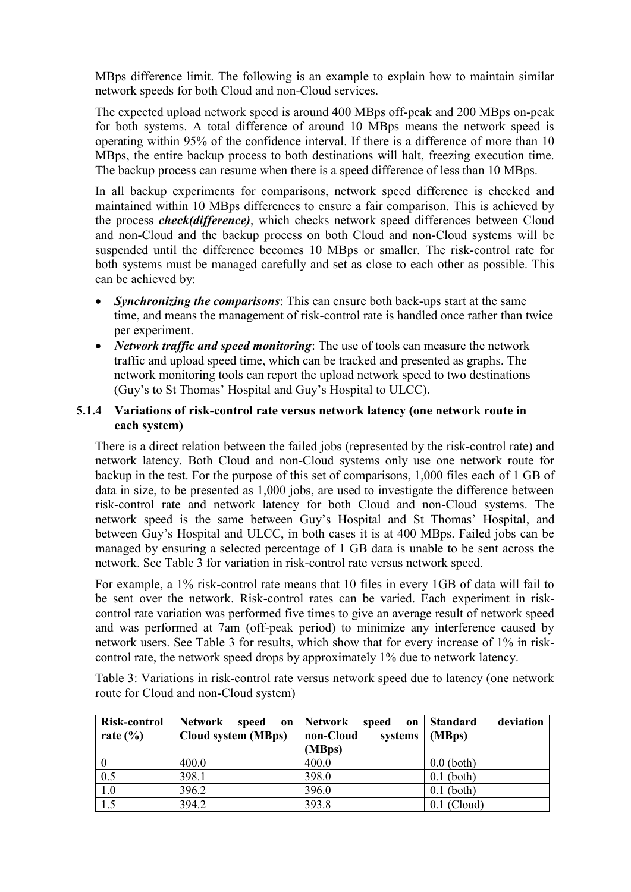MBps difference limit. The following is an example to explain how to maintain similar network speeds for both Cloud and non-Cloud services.

The expected upload network speed is around 400 MBps off-peak and 200 MBps on-peak for both systems. A total difference of around 10 MBps means the network speed is operating within 95% of the confidence interval. If there is a difference of more than 10 MBps, the entire backup process to both destinations will halt, freezing execution time. The backup process can resume when there is a speed difference of less than 10 MBps.

In all backup experiments for comparisons, network speed difference is checked and maintained within 10 MBps differences to ensure a fair comparison. This is achieved by the process ***check(difference)***, which checks network speed differences between Cloud and non-Cloud and the backup process on both Cloud and non-Cloud systems will be suspended until the difference becomes 10 MBps or smaller. The risk-control rate for both systems must be managed carefully and set as close to each other as possible. This can be achieved by:

- ***Synchronizing the comparisons***: This can ensure both back-ups start at the same time, and means the management of risk-control rate is handled once rather than twice per experiment.
- ***Network traffic and speed monitoring***: The use of tools can measure the network traffic and upload speed time, which can be tracked and presented as graphs. The network monitoring tools can report the upload network speed to two destinations (Guy's to St Thomas' Hospital and Guy's Hospital to ULCC).

#### 5.1.4 Variations of risk-control rate versus network latency (one network route in each system)

There is a direct relation between the failed jobs (represented by the risk-control rate) and network latency. Both Cloud and non-Cloud systems only use one network route for backup in the test. For the purpose of this set of comparisons, 1,000 files each of 1 GB of data in size, to be presented as 1,000 jobs, are used to investigate the difference between risk-control rate and network latency for both Cloud and non-Cloud systems. The network speed is the same between Guy's Hospital and St Thomas' Hospital, and between Guy's Hospital and ULCC, in both cases it is at 400 MBps. Failed jobs can be managed by ensuring a selected percentage of 1 GB data is unable to be sent across the network. See Table 3 for variation in risk-control rate versus network speed.

For example, a 1% risk-control rate means that 10 files in every 1GB of data will fail to be sent over the network. Risk-control rates can be varied. Each experiment in risk-control rate variation was performed five times to give an average result of network speed and was performed at 7am (off-peak period) to minimize any interference caused by network users. See Table 3 for results, which show that for every increase of 1% in risk-control rate, the network speed drops by approximately 1% due to network latency.

Table 3: Variations in risk-control rate versus network speed due to latency (one network route for Cloud and non-Cloud system)

| Risk-control rate (%) | Network speed on Cloud system (MBps) | Network speed on non-Cloud systems (MBps) | Standard deviation (MBps) |
|---|---|---|---|
| 0 | 400.0 | 400.0 | 0.0 (both) |
| 0.5 | 398.1 | 398.0 | 0.1 (both) |
| 1.0 | 396.2 | 396.0 | 0.1 (both) |
| 1.5 | 394.2 | 393.8 | 0.1 (Cloud) |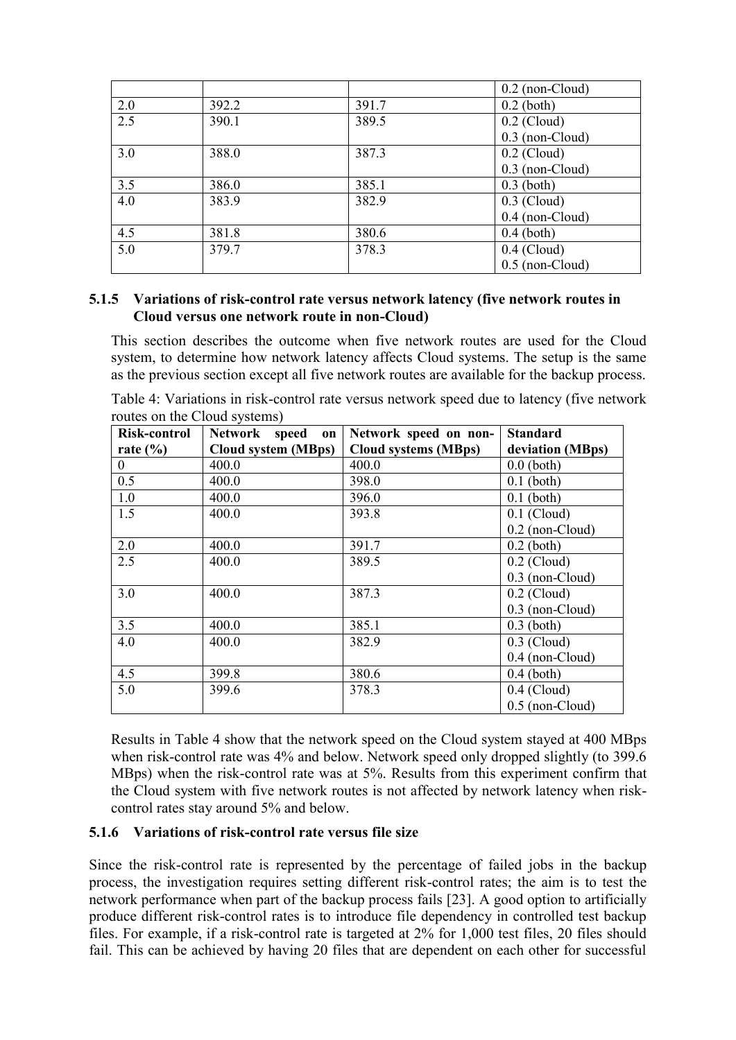| | | | 0.2 (non-Cloud) |
|---|---|---|---|
| 2.0 | 392.2 | 391.7 | 0.2 (both) |
| 2.5 | 390.1 | 389.5 | 0.2 (Cloud)<br>0.3 (non-Cloud) |
| 3.0 | 388.0 | 387.3 | 0.2 (Cloud)<br>0.3 (non-Cloud) |
| 3.5 | 386.0 | 385.1 | 0.3 (both) |
| 4.0 | 383.9 | 382.9 | 0.3 (Cloud)<br>0.4 (non-Cloud) |
| 4.5 | 381.8 | 380.6 | 0.4 (both) |
| 5.0 | 379.7 | 378.3 | 0.4 (Cloud)<br>0.5 (non-Cloud) |

### 5.1.5 Variations of risk-control rate versus network latency (five network routes in Cloud versus one network route in non-Cloud)

This section describes the outcome when five network routes are used for the Cloud system, to determine how network latency affects Cloud systems. The setup is the same as the previous section except all five network routes are available for the backup process.

Table 4: Variations in risk-control rate versus network speed due to latency (five network routes on the Cloud systems)

| Risk-control rate (%) | Network speed on Cloud system (MBps) | Network speed on non-Cloud systems (MBps) | Standard deviation (MBps) |
|---|---|---|---|
| 0 | 400.0 | 400.0 | 0.0 (both) |
| 0.5 | 400.0 | 398.0 | 0.1 (both) |
| 1.0 | 400.0 | 396.0 | 0.1 (both) |
| 1.5 | 400.0 | 393.8 | 0.1 (Cloud)<br>0.2 (non-Cloud) |
| 2.0 | 400.0 | 391.7 | 0.2 (both) |
| 2.5 | 400.0 | 389.5 | 0.2 (Cloud)<br>0.3 (non-Cloud) |
| 3.0 | 400.0 | 387.3 | 0.2 (Cloud)<br>0.3 (non-Cloud) |
| 3.5 | 400.0 | 385.1 | 0.3 (both) |
| 4.0 | 400.0 | 382.9 | 0.3 (Cloud)<br>0.4 (non-Cloud) |
| 4.5 | 399.8 | 380.6 | 0.4 (both) |
| 5.0 | 399.6 | 378.3 | 0.4 (Cloud)<br>0.5 (non-Cloud) |

Results in Table 4 show that the network speed on the Cloud system stayed at 400 MBps when risk-control rate was 4% and below. Network speed only dropped slightly (to 399.6 MBps) when the risk-control rate was at 5%. Results from this experiment confirm that the Cloud system with five network routes is not affected by network latency when risk-control rates stay around 5% and below.

### 5.1.6 Variations of risk-control rate versus file size

Since the risk-control rate is represented by the percentage of failed jobs in the backup process, the investigation requires setting different risk-control rates; the aim is to test the network performance when part of the backup process fails [23]. A good option to artificially produce different risk-control rates is to introduce file dependency in controlled test backup files. For example, if a risk-control rate is targeted at 2% for 1,000 test files, 20 files should fail. This can be achieved by having 20 files that are dependent on each other for successful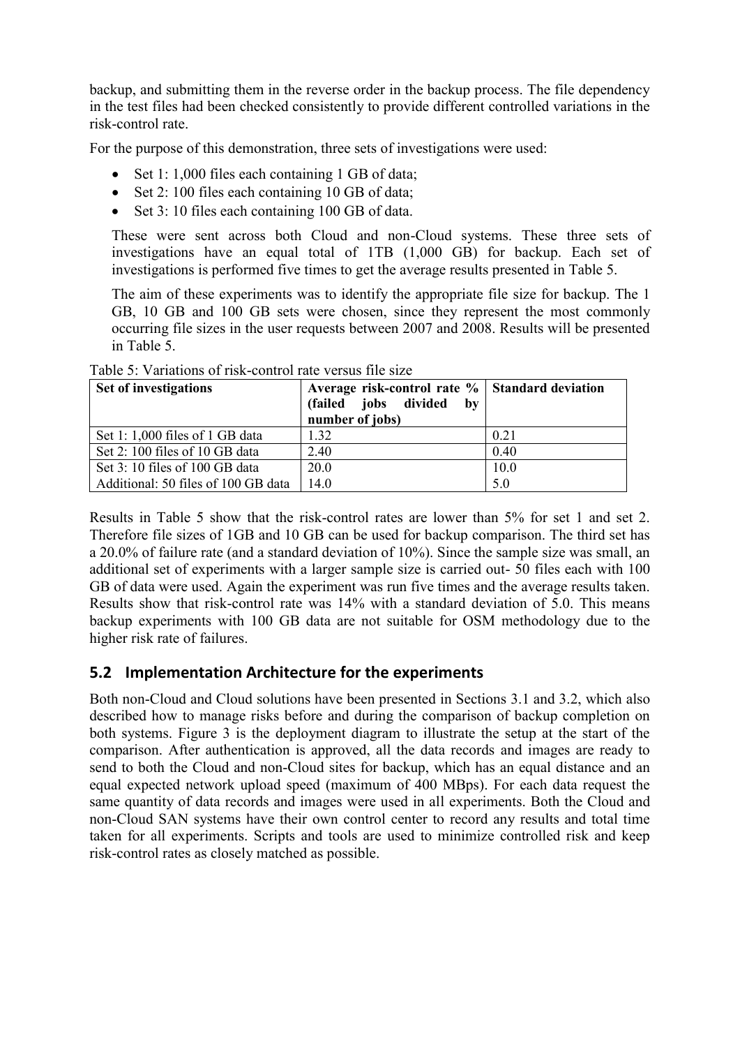backup, and submitting them in the reverse order in the backup process. The file dependency in the test files had been checked consistently to provide different controlled variations in the risk-control rate.

For the purpose of this demonstration, three sets of investigations were used:

- Set 1: 1,000 files each containing 1 GB of data;
- Set 2: 100 files each containing 10 GB of data;
- Set 3: 10 files each containing 100 GB of data.

These were sent across both Cloud and non-Cloud systems. These three sets of investigations have an equal total of 1TB (1,000 GB) for backup. Each set of investigations is performed five times to get the average results presented in Table 5.

The aim of these experiments was to identify the appropriate file size for backup. The 1 GB, 10 GB and 100 GB sets were chosen, since they represent the most commonly occurring file sizes in the user requests between 2007 and 2008. Results will be presented in Table 5.

Table 5: Variations of risk-control rate versus file size

| Set of investigations | Average risk-control rate % (failed jobs divided by number of jobs) | Standard deviation |
|---|---|---|
| Set 1: 1,000 files of 1 GB data | 1.32 | 0.21 |
| Set 2: 100 files of 10 GB data | 2.40 | 0.40 |
| Set 3: 10 files of 100 GB data | 20.0 | 10.0 |
| Additional: 50 files of 100 GB data | 14.0 | 5.0 |

Results in Table 5 show that the risk-control rates are lower than 5% for set 1 and set 2. Therefore file sizes of 1GB and 10 GB can be used for backup comparison. The third set has a 20.0% of failure rate (and a standard deviation of 10%). Since the sample size was small, an additional set of experiments with a larger sample size is carried out- 50 files each with 100 GB of data were used. Again the experiment was run five times and the average results taken. Results show that risk-control rate was 14% with a standard deviation of 5.0. This means backup experiments with 100 GB data are not suitable for OSM methodology due to the higher risk rate of failures.

## 5.2 Implementation Architecture for the experiments

Both non-Cloud and Cloud solutions have been presented in Sections 3.1 and 3.2, which also described how to manage risks before and during the comparison of backup completion on both systems. Figure 3 is the deployment diagram to illustrate the setup at the start of the comparison. After authentication is approved, all the data records and images are ready to send to both the Cloud and non-Cloud sites for backup, which has an equal distance and an equal expected network upload speed (maximum of 400 MBps). For each data request the same quantity of data records and images were used in all experiments. Both the Cloud and non-Cloud SAN systems have their own control center to record any results and total time taken for all experiments. Scripts and tools are used to minimize controlled risk and keep risk-control rates as closely matched as possible.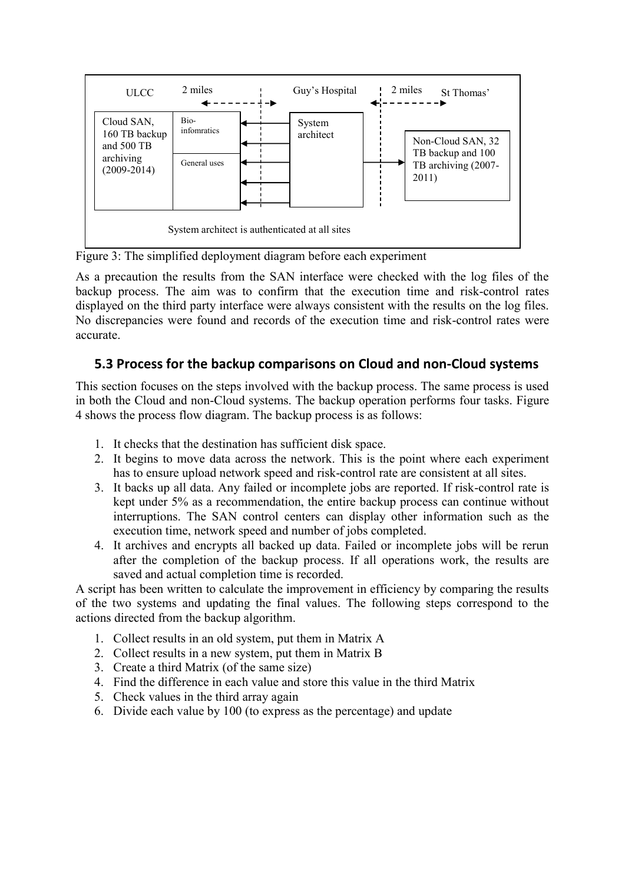ULCC | 2 miles | Guy's Hospital | 2 miles | St Thomas'

Cloud SAN, 160 TB backup and 500 TB archiving (2009-2014)

Bio-infomratics

General uses

System architect

Non-Cloud SAN, 32 TB backup and 100 TB archiving (2007-2011)

System architect is authenticated at all sites

Figure 3: The simplified deployment diagram before each experiment

As a precaution the results from the SAN interface were checked with the log files of the backup process. The aim was to confirm that the execution time and risk-control rates displayed on the third party interface were always consistent with the results on the log files. No discrepancies were found and records of the execution time and risk-control rates were accurate.

## 5.3 Process for the backup comparisons on Cloud and non-Cloud systems

This section focuses on the steps involved with the backup process. The same process is used in both the Cloud and non-Cloud systems. The backup operation performs four tasks. Figure 4 shows the process flow diagram. The backup process is as follows:

1. It checks that the destination has sufficient disk space.
2. It begins to move data across the network. This is the point where each experiment has to ensure upload network speed and risk-control rate are consistent at all sites.
3. It backs up all data. Any failed or incomplete jobs are reported. If risk-control rate is kept under 5% as a recommendation, the entire backup process can continue without interruptions. The SAN control centers can display other information such as the execution time, network speed and number of jobs completed.
4. It archives and encrypts all backed up data. Failed or incomplete jobs will be rerun after the completion of the backup process. If all operations work, the results are saved and actual completion time is recorded.

A script has been written to calculate the improvement in efficiency by comparing the results of the two systems and updating the final values. The following steps correspond to the actions directed from the backup algorithm.

1. Collect results in an old system, put them in Matrix A
2. Collect results in a new system, put them in Matrix B
3. Create a third Matrix (of the same size)
4. Find the difference in each value and store this value in the third Matrix
5. Check values in the third array again
6. Divide each value by 100 (to express as the percentage) and update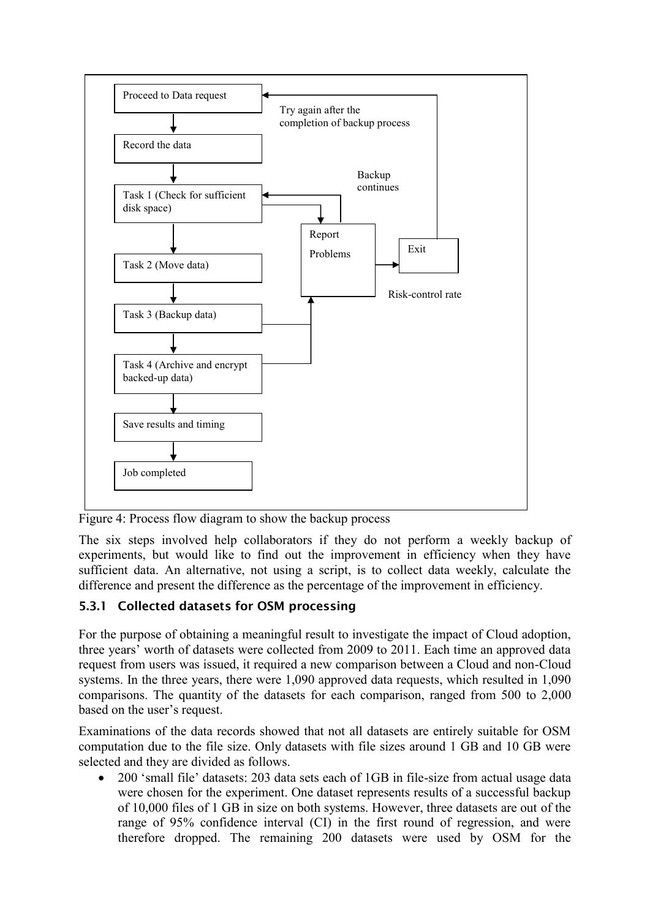Proceed to Data request

Try again after the completion of backup process

Record the data

Backup continues

Task 1 (Check for sufficient disk space)

Report Problems

Exit

Task 2 (Move data)

Risk-control rate

Task 3 (Backup data)

Task 4 (Archive and encrypt backed-up data)

Save results and timing

Job completed

Figure 4: Process flow diagram to show the backup process

The six steps involved help collaborators if they do not perform a weekly backup of experiments, but would like to find out the improvement in efficiency when they have sufficient data. An alternative, not using a script, is to collect data weekly, calculate the difference and present the difference as the percentage of the improvement in efficiency.

### 5.3.1 Collected datasets for OSM processing

For the purpose of obtaining a meaningful result to investigate the impact of Cloud adoption, three years' worth of datasets were collected from 2009 to 2011. Each time an approved data request from users was issued, it required a new comparison between a Cloud and non-Cloud systems. In the three years, there were 1,090 approved data requests, which resulted in 1,090 comparisons. The quantity of the datasets for each comparison, ranged from 500 to 2,000 based on the user's request.

Examinations of the data records showed that not all datasets are entirely suitable for OSM computation due to the file size. Only datasets with file sizes around 1 GB and 10 GB were selected and they are divided as follows.

- 200 'small file' datasets: 203 data sets each of 1GB in file-size from actual usage data were chosen for the experiment. One dataset represents results of a successful backup of 10,000 files of 1 GB in size on both systems. However, three datasets are out of the range of 95% confidence interval (CI) in the first round of regression, and were therefore dropped. The remaining 200 datasets were used by OSM for the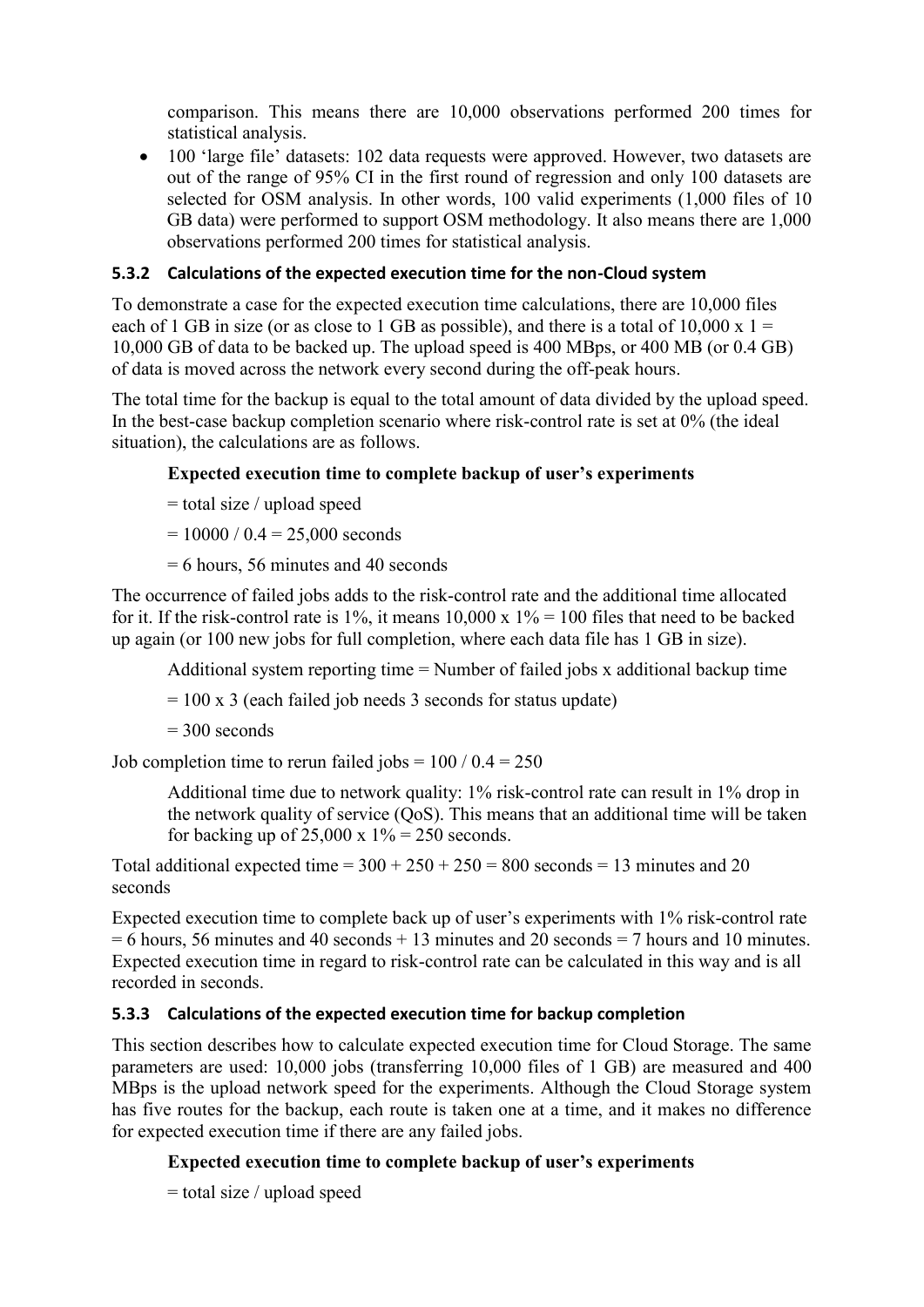comparison. This means there are 10,000 observations performed 200 times for statistical analysis.

- 100 'large file' datasets: 102 data requests were approved. However, two datasets are out of the range of 95% CI in the first round of regression and only 100 datasets are selected for OSM analysis. In other words, 100 valid experiments (1,000 files of 10 GB data) were performed to support OSM methodology. It also means there are 1,000 observations performed 200 times for statistical analysis.

### 5.3.2 Calculations of the expected execution time for the non-Cloud system

To demonstrate a case for the expected execution time calculations, there are 10,000 files each of 1 GB in size (or as close to 1 GB as possible), and there is a total of 10,000 x 1 = 10,000 GB of data to be backed up. The upload speed is 400 MBps, or 400 MB (or 0.4 GB) of data is moved across the network every second during the off-peak hours.

The total time for the backup is equal to the total amount of data divided by the upload speed. In the best-case backup completion scenario where risk-control rate is set at 0% (the ideal situation), the calculations are as follows.

**Expected execution time to complete backup of user's experiments**

= total size / upload speed

= 10000 / 0.4 = 25,000 seconds

= 6 hours, 56 minutes and 40 seconds

The occurrence of failed jobs adds to the risk-control rate and the additional time allocated for it. If the risk-control rate is 1%, it means 10,000 x 1% = 100 files that need to be backed up again (or 100 new jobs for full completion, where each data file has 1 GB in size).

Additional system reporting time = Number of failed jobs x additional backup time

= 100 x 3 (each failed job needs 3 seconds for status update)

= 300 seconds

Job completion time to rerun failed jobs = 100 / 0.4 = 250

Additional time due to network quality: 1% risk-control rate can result in 1% drop in the network quality of service (QoS). This means that an additional time will be taken for backing up of 25,000 x 1% = 250 seconds.

Total additional expected time = 300 + 250 + 250 = 800 seconds = 13 minutes and 20 seconds

Expected execution time to complete back up of user's experiments with 1% risk-control rate = 6 hours, 56 minutes and 40 seconds + 13 minutes and 20 seconds = 7 hours and 10 minutes. Expected execution time in regard to risk-control rate can be calculated in this way and is all recorded in seconds.

### 5.3.3 Calculations of the expected execution time for backup completion

This section describes how to calculate expected execution time for Cloud Storage. The same parameters are used: 10,000 jobs (transferring 10,000 files of 1 GB) are measured and 400 MBps is the upload network speed for the experiments. Although the Cloud Storage system has five routes for the backup, each route is taken one at a time, and it makes no difference for expected execution time if there are any failed jobs.

**Expected execution time to complete backup of user's experiments**

= total size / upload speed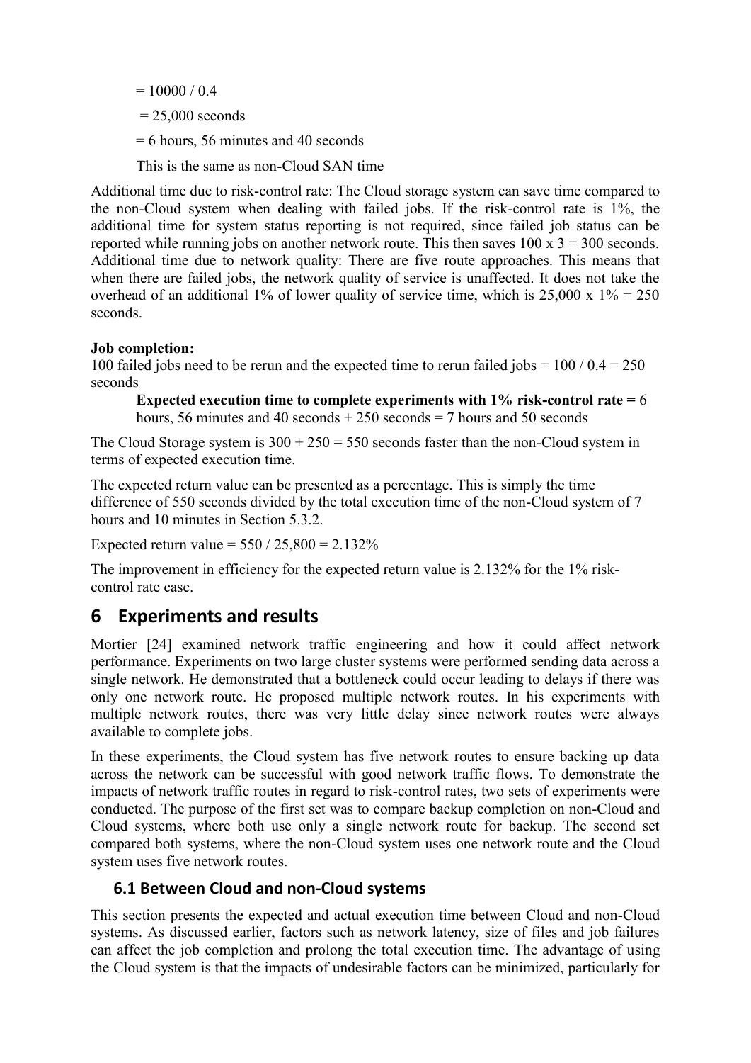= 10000 / 0.4

= 25,000 seconds

= 6 hours, 56 minutes and 40 seconds

This is the same as non-Cloud SAN time

Additional time due to risk-control rate: The Cloud storage system can save time compared to the non-Cloud system when dealing with failed jobs. If the risk-control rate is 1%, the additional time for system status reporting is not required, since failed job status can be reported while running jobs on another network route. This then saves 100 x 3 = 300 seconds. Additional time due to network quality: There are five route approaches. This means that when there are failed jobs, the network quality of service is unaffected. It does not take the overhead of an additional 1% of lower quality of service time, which is 25,000 x 1% = 250 seconds.

**Job completion:**
100 failed jobs need to be rerun and the expected time to rerun failed jobs = 100 / 0.4 = 250 seconds

**Expected execution time to complete experiments with 1% risk-control rate =** 6 hours, 56 minutes and 40 seconds + 250 seconds = 7 hours and 50 seconds

The Cloud Storage system is 300 + 250 = 550 seconds faster than the non-Cloud system in terms of expected execution time.

The expected return value can be presented as a percentage. This is simply the time difference of 550 seconds divided by the total execution time of the non-Cloud system of 7 hours and 10 minutes in Section 5.3.2.

Expected return value = 550 / 25,800 = 2.132%

The improvement in efficiency for the expected return value is 2.132% for the 1% risk-control rate case.

# 6 Experiments and results

Mortier [24] examined network traffic engineering and how it could affect network performance. Experiments on two large cluster systems were performed sending data across a single network. He demonstrated that a bottleneck could occur leading to delays if there was only one network route. He proposed multiple network routes. In his experiments with multiple network routes, there was very little delay since network routes were always available to complete jobs.

In these experiments, the Cloud system has five network routes to ensure backing up data across the network can be successful with good network traffic flows. To demonstrate the impacts of network traffic routes in regard to risk-control rates, two sets of experiments were conducted. The purpose of the first set was to compare backup completion on non-Cloud and Cloud systems, where both use only a single network route for backup. The second set compared both systems, where the non-Cloud system uses one network route and the Cloud system uses five network routes.

## 6.1 Between Cloud and non-Cloud systems

This section presents the expected and actual execution time between Cloud and non-Cloud systems. As discussed earlier, factors such as network latency, size of files and job failures can affect the job completion and prolong the total execution time. The advantage of using the Cloud system is that the impacts of undesirable factors can be minimized, particularly for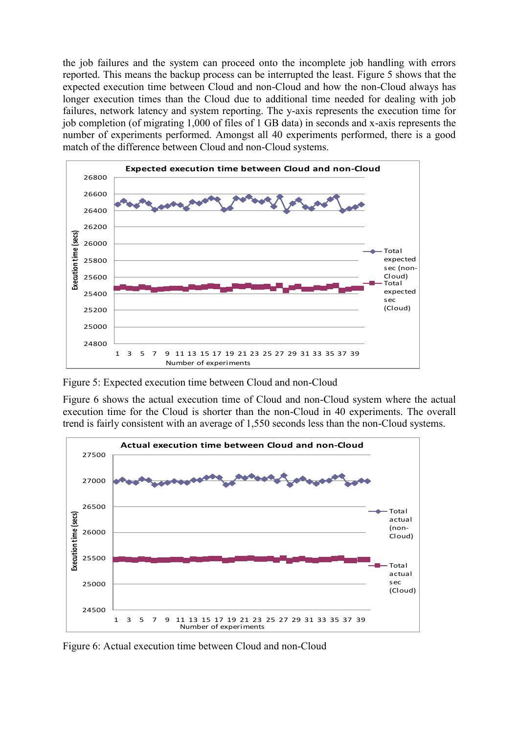the job failures and the system can proceed onto the incomplete job handling with errors reported. This means the backup process can be interrupted the least. Figure 5 shows that the expected execution time between Cloud and non-Cloud and how the non-Cloud always has longer execution times than the Cloud due to additional time needed for dealing with job failures, network latency and system reporting. The y-axis represents the execution time for job completion (of migrating 1,000 of files of 1 GB data) in seconds and x-axis represents the number of experiments performed. Amongst all 40 experiments performed, there is a good match of the difference between Cloud and non-Cloud systems.

Figure 5: Expected execution time between Cloud and non-Cloud

Figure 6 shows the actual execution time of Cloud and non-Cloud system where the actual execution time for the Cloud is shorter than the non-Cloud in 40 experiments. The overall trend is fairly consistent with an average of 1,550 seconds less than the non-Cloud systems.

Figure 6: Actual execution time between Cloud and non-Cloud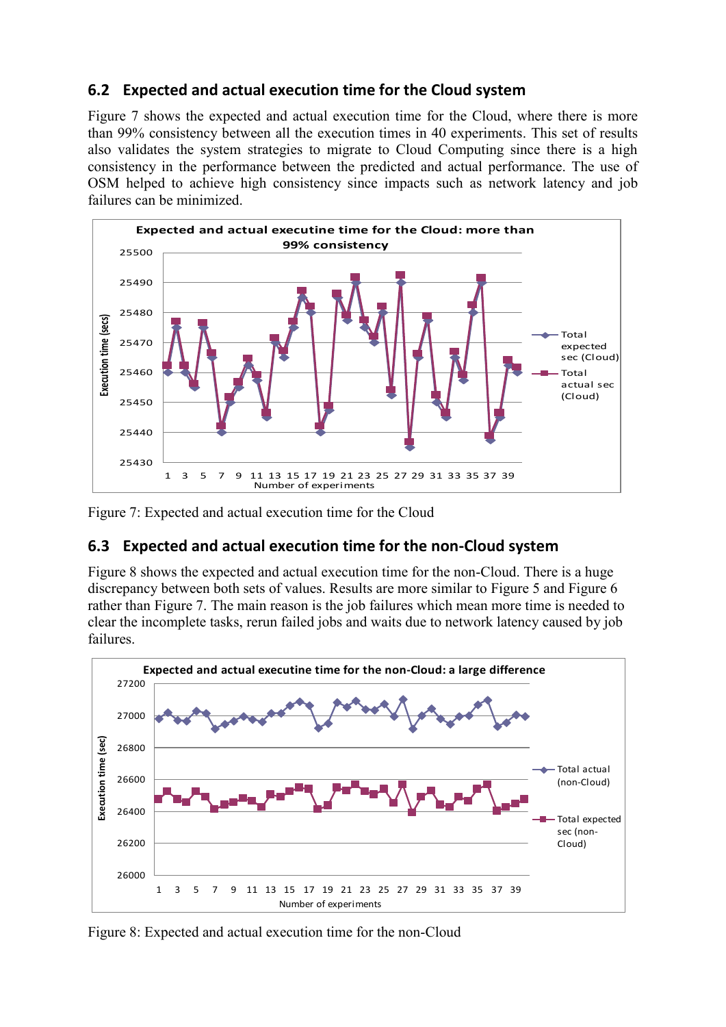## 6.2 Expected and actual execution time for the Cloud system

Figure 7 shows the expected and actual execution time for the Cloud, where there is more than 99% consistency between all the execution times in 40 experiments. This set of results also validates the system strategies to migrate to Cloud Computing since there is a high consistency in the performance between the predicted and actual performance. The use of OSM helped to achieve high consistency since impacts such as network latency and job failures can be minimized.

Figure 7: Expected and actual execution time for the Cloud

## 6.3 Expected and actual execution time for the non-Cloud system

Figure 8 shows the expected and actual execution time for the non-Cloud. There is a huge discrepancy between both sets of values. Results are more similar to Figure 5 and Figure 6 rather than Figure 7. The main reason is the job failures which mean more time is needed to clear the incomplete tasks, rerun failed jobs and waits due to network latency caused by job failures.

Figure 8: Expected and actual execution time for the non-Cloud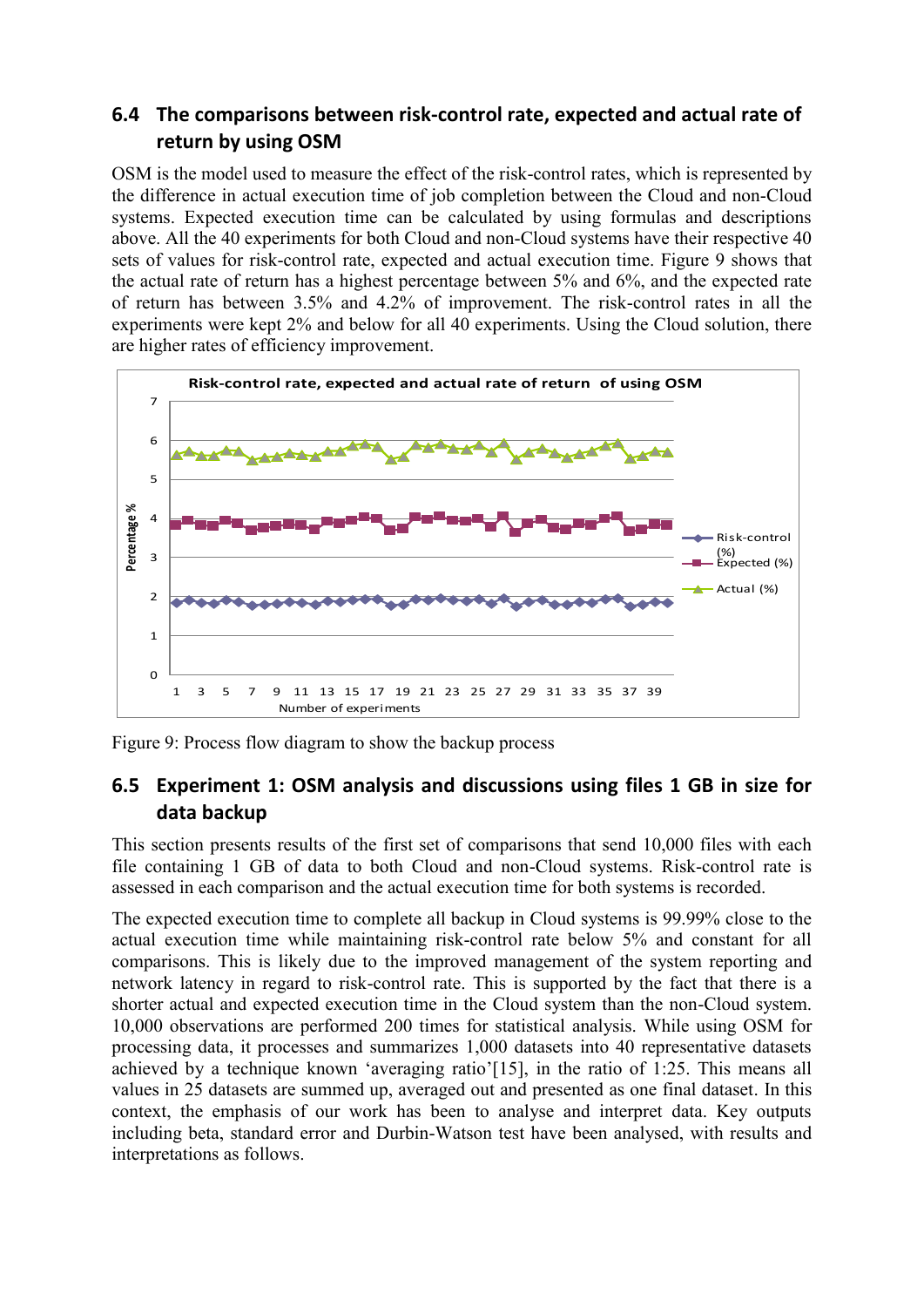## 6.4 The comparisons between risk-control rate, expected and actual rate of return by using OSM

OSM is the model used to measure the effect of the risk-control rates, which is represented by the difference in actual execution time of job completion between the Cloud and non-Cloud systems. Expected execution time can be calculated by using formulas and descriptions above. All the 40 experiments for both Cloud and non-Cloud systems have their respective 40 sets of values for risk-control rate, expected and actual execution time. Figure 9 shows that the actual rate of return has a highest percentage between 5% and 6%, and the expected rate of return has between 3.5% and 4.2% of improvement. The risk-control rates in all the experiments were kept 2% and below for all 40 experiments. Using the Cloud solution, there are higher rates of efficiency improvement.

Figure 9: Process flow diagram to show the backup process

## 6.5 Experiment 1: OSM analysis and discussions using files 1 GB in size for data backup

This section presents results of the first set of comparisons that send 10,000 files with each file containing 1 GB of data to both Cloud and non-Cloud systems. Risk-control rate is assessed in each comparison and the actual execution time for both systems is recorded.

The expected execution time to complete all backup in Cloud systems is 99.99% close to the actual execution time while maintaining risk-control rate below 5% and constant for all comparisons. This is likely due to the improved management of the system reporting and network latency in regard to risk-control rate. This is supported by the fact that there is a shorter actual and expected execution time in the Cloud system than the non-Cloud system. 10,000 observations are performed 200 times for statistical analysis. While using OSM for processing data, it processes and summarizes 1,000 datasets into 40 representative datasets achieved by a technique known 'averaging ratio'[15], in the ratio of 1:25. This means all values in 25 datasets are summed up, averaged out and presented as one final dataset. In this context, the emphasis of our work has been to analyse and interpret data. Key outputs including beta, standard error and Durbin-Watson test have been analysed, with results and interpretations as follows.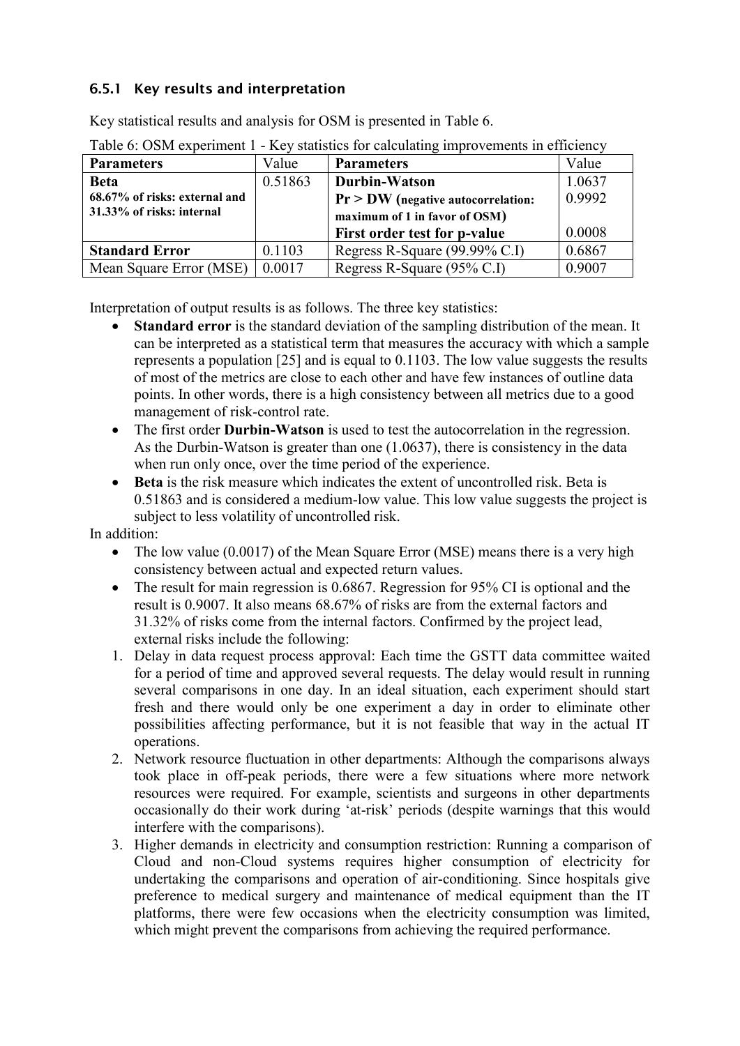### 6.5.1 Key results and interpretation

Key statistical results and analysis for OSM is presented in Table 6.

Table 6: OSM experiment 1 - Key statistics for calculating improvements in efficiency

| Parameters | Value | Parameters | Value |
|---|---|---|---|
| **Beta**<br>**68.67% of risks: external and 31.33% of risks: internal** | 0.51863 | **Durbin-Watson**<br>**Pr > DW (negative autocorrelation: maximum of 1 in favor of OSM)**<br>**First order test for p-value** | 1.0637<br>0.9992<br><br>0.0008 |
| **Standard Error** | 0.1103 | Regress R-Square (99.99% C.I) | 0.6867 |
| Mean Square Error (MSE) | 0.0017 | Regress R-Square (95% C.I) | 0.9007 |

Interpretation of output results is as follows. The three key statistics:

- **Standard error** is the standard deviation of the sampling distribution of the mean. It can be interpreted as a statistical term that measures the accuracy with which a sample represents a population [25] and is equal to 0.1103. The low value suggests the results of most of the metrics are close to each other and have few instances of outline data points. In other words, there is a high consistency between all metrics due to a good management of risk-control rate.
- The first order **Durbin-Watson** is used to test the autocorrelation in the regression. As the Durbin-Watson is greater than one (1.0637), there is consistency in the data when run only once, over the time period of the experience.
- **Beta** is the risk measure which indicates the extent of uncontrolled risk. Beta is 0.51863 and is considered a medium-low value. This low value suggests the project is subject to less volatility of uncontrolled risk.

In addition:

- The low value (0.0017) of the Mean Square Error (MSE) means there is a very high consistency between actual and expected return values.
- The result for main regression is 0.6867. Regression for 95% CI is optional and the result is 0.9007. It also means 68.67% of risks are from the external factors and 31.32% of risks come from the internal factors. Confirmed by the project lead, external risks include the following:

1. Delay in data request process approval: Each time the GSTT data committee waited for a period of time and approved several requests. The delay would result in running several comparisons in one day. In an ideal situation, each experiment should start fresh and there would only be one experiment a day in order to eliminate other possibilities affecting performance, but it is not feasible that way in the actual IT operations.
2. Network resource fluctuation in other departments: Although the comparisons always took place in off-peak periods, there were a few situations where more network resources were required. For example, scientists and surgeons in other departments occasionally do their work during 'at-risk' periods (despite warnings that this would interfere with the comparisons).
3. Higher demands in electricity and consumption restriction: Running a comparison of Cloud and non-Cloud systems requires higher consumption of electricity for undertaking the comparisons and operation of air-conditioning. Since hospitals give preference to medical surgery and maintenance of medical equipment than the IT platforms, there were few occasions when the electricity consumption was limited, which might prevent the comparisons from achieving the required performance.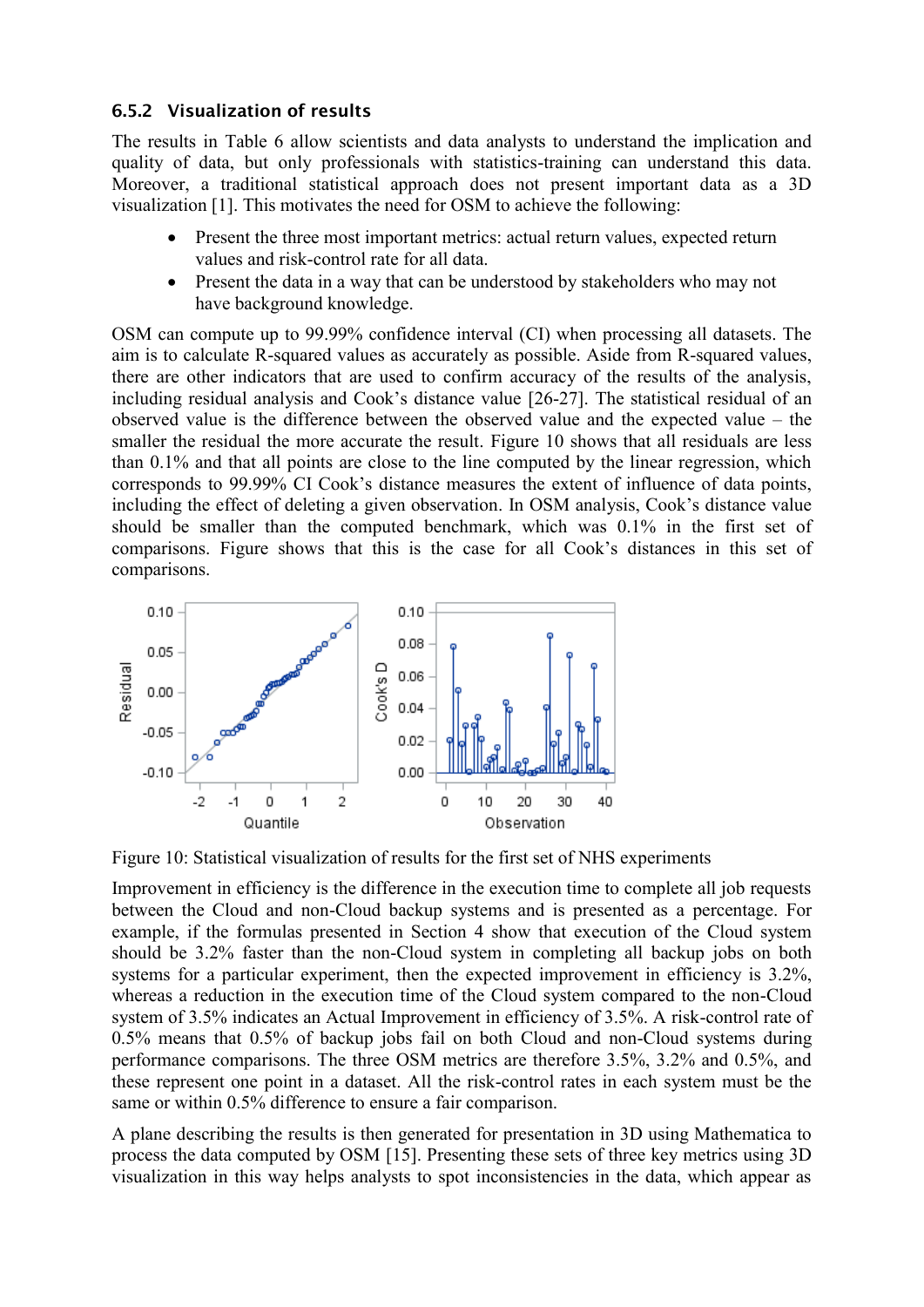### 6.5.2 Visualization of results

The results in Table 6 allow scientists and data analysts to understand the implication and quality of data, but only professionals with statistics-training can understand this data. Moreover, a traditional statistical approach does not present important data as a 3D visualization [1]. This motivates the need for OSM to achieve the following:

- Present the three most important metrics: actual return values, expected return values and risk-control rate for all data.
- Present the data in a way that can be understood by stakeholders who may not have background knowledge.

OSM can compute up to 99.99% confidence interval (CI) when processing all datasets. The aim is to calculate R-squared values as accurately as possible. Aside from R-squared values, there are other indicators that are used to confirm accuracy of the results of the analysis, including residual analysis and Cook's distance value [26-27]. The statistical residual of an observed value is the difference between the observed value and the expected value – the smaller the residual the more accurate the result. Figure 10 shows that all residuals are less than 0.1% and that all points are close to the line computed by the linear regression, which corresponds to 99.99% CI Cook's distance measures the extent of influence of data points, including the effect of deleting a given observation. In OSM analysis, Cook's distance value should be smaller than the computed benchmark, which was 0.1% in the first set of comparisons. Figure shows that this is the case for all Cook's distances in this set of comparisons.

Figure 10: Statistical visualization of results for the first set of NHS experiments

Improvement in efficiency is the difference in the execution time to complete all job requests between the Cloud and non-Cloud backup systems and is presented as a percentage. For example, if the formulas presented in Section 4 show that execution of the Cloud system should be 3.2% faster than the non-Cloud system in completing all backup jobs on both systems for a particular experiment, then the expected improvement in efficiency is 3.2%, whereas a reduction in the execution time of the Cloud system compared to the non-Cloud system of 3.5% indicates an Actual Improvement in efficiency of 3.5%. A risk-control rate of 0.5% means that 0.5% of backup jobs fail on both Cloud and non-Cloud systems during performance comparisons. The three OSM metrics are therefore 3.5%, 3.2% and 0.5%, and these represent one point in a dataset. All the risk-control rates in each system must be the same or within 0.5% difference to ensure a fair comparison.

A plane describing the results is then generated for presentation in 3D using Mathematica to process the data computed by OSM [15]. Presenting these sets of three key metrics using 3D visualization in this way helps analysts to spot inconsistencies in the data, which appear as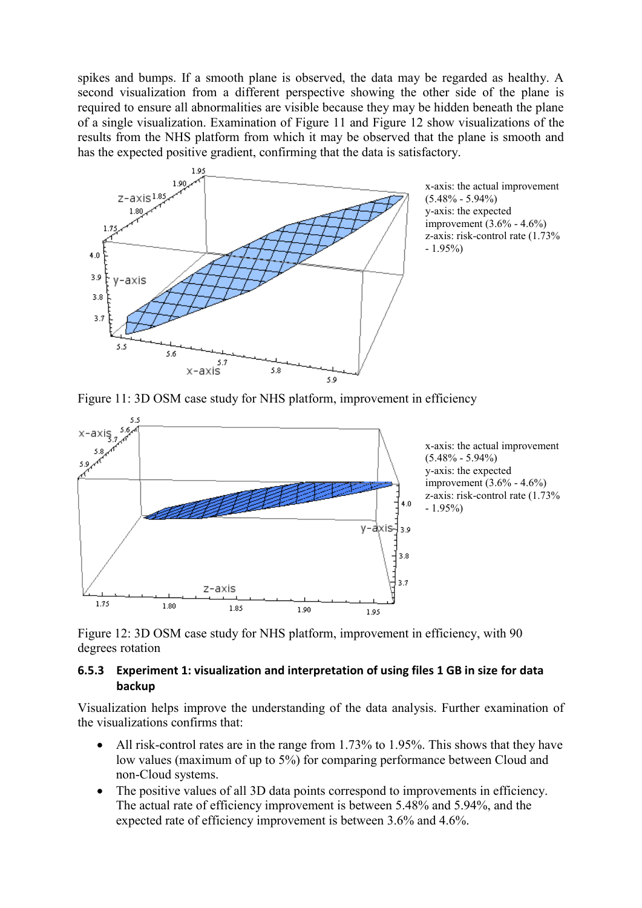spikes and bumps. If a smooth plane is observed, the data may be regarded as healthy. A second visualization from a different perspective showing the other side of the plane is required to ensure all abnormalities are visible because they may be hidden beneath the plane of a single visualization. Examination of Figure 11 and Figure 12 show visualizations of the results from the NHS platform from which it may be observed that the plane is smooth and has the expected positive gradient, confirming that the data is satisfactory.

x-axis: the actual improvement (5.48% - 5.94%)
y-axis: the expected improvement (3.6% - 4.6%)
z-axis: risk-control rate (1.73% - 1.95%)

Figure 11: 3D OSM case study for NHS platform, improvement in efficiency

x-axis: the actual improvement (5.48% - 5.94%)
y-axis: the expected improvement (3.6% - 4.6%)
z-axis: risk-control rate (1.73% - 1.95%)

Figure 12: 3D OSM case study for NHS platform, improvement in efficiency, with 90 degrees rotation

### 6.5.3 Experiment 1: visualization and interpretation of using files 1 GB in size for data backup

Visualization helps improve the understanding of the data analysis. Further examination of the visualizations confirms that:

- All risk-control rates are in the range from 1.73% to 1.95%. This shows that they have low values (maximum of up to 5%) for comparing performance between Cloud and non-Cloud systems.
- The positive values of all 3D data points correspond to improvements in efficiency. The actual rate of efficiency improvement is between 5.48% and 5.94%, and the expected rate of efficiency improvement is between 3.6% and 4.6%.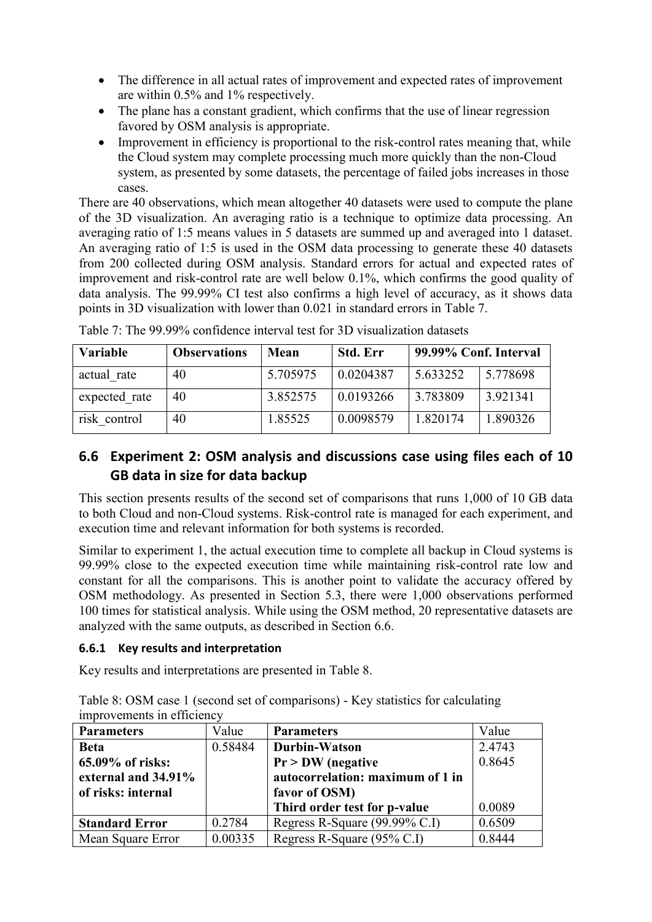- The difference in all actual rates of improvement and expected rates of improvement are within 0.5% and 1% respectively.
- The plane has a constant gradient, which confirms that the use of linear regression favored by OSM analysis is appropriate.
- Improvement in efficiency is proportional to the risk-control rates meaning that, while the Cloud system may complete processing much more quickly than the non-Cloud system, as presented by some datasets, the percentage of failed jobs increases in those cases.

There are 40 observations, which mean altogether 40 datasets were used to compute the plane of the 3D visualization. An averaging ratio is a technique to optimize data processing. An averaging ratio of 1:5 means values in 5 datasets are summed up and averaged into 1 dataset. An averaging ratio of 1:5 is used in the OSM data processing to generate these 40 datasets from 200 collected during OSM analysis. Standard errors for actual and expected rates of improvement and risk-control rate are well below 0.1%, which confirms the good quality of data analysis. The 99.99% CI test also confirms a high level of accuracy, as it shows data points in 3D visualization with lower than 0.021 in standard errors in Table 7.

Table 7: The 99.99% confidence interval test for 3D visualization datasets

| **Variable** | **Observations** | **Mean** | **Std. Err** | **99.99% Conf. Interval** | |
|---|---|---|---|---|---|
| actual_rate | 40 | 5.705975 | 0.0204387 | 5.633252 | 5.778698 |
| expected_rate | 40 | 3.852575 | 0.0193266 | 3.783809 | 3.921341 |
| risk_control | 40 | 1.85525 | 0.0098579 | 1.820174 | 1.890326 |

## 6.6 Experiment 2: OSM analysis and discussions case using files each of 10 GB data in size for data backup

This section presents results of the second set of comparisons that runs 1,000 of 10 GB data to both Cloud and non-Cloud systems. Risk-control rate is managed for each experiment, and execution time and relevant information for both systems is recorded.

Similar to experiment 1, the actual execution time to complete all backup in Cloud systems is 99.99% close to the expected execution time while maintaining risk-control rate low and constant for all the comparisons. This is another point to validate the accuracy offered by OSM methodology. As presented in Section 5.3, there were 1,000 observations performed 100 times for statistical analysis. While using the OSM method, 20 representative datasets are analyzed with the same outputs, as described in Section 6.6.

### 6.6.1 Key results and interpretation

Key results and interpretations are presented in Table 8.

Table 8: OSM case 1 (second set of comparisons) - Key statistics for calculating improvements in efficiency

| **Parameters** | Value | **Parameters** | Value |
|---|---|---|---|
| **Beta 65.09% of risks: external and 34.91% of risks: internal** | 0.58484 | **Durbin-Watson** | 2.4743 |
| | | **Pr > DW (negative autocorrelation: maximum of 1 in favor of OSM)** | 0.8645 |
| | | **Third order test for p-value** | 0.0089 |
| **Standard Error** | 0.2784 | Regress R-Square (99.99% C.I) | 0.6509 |
| Mean Square Error | 0.00335 | Regress R-Square (95% C.I) | 0.8444 |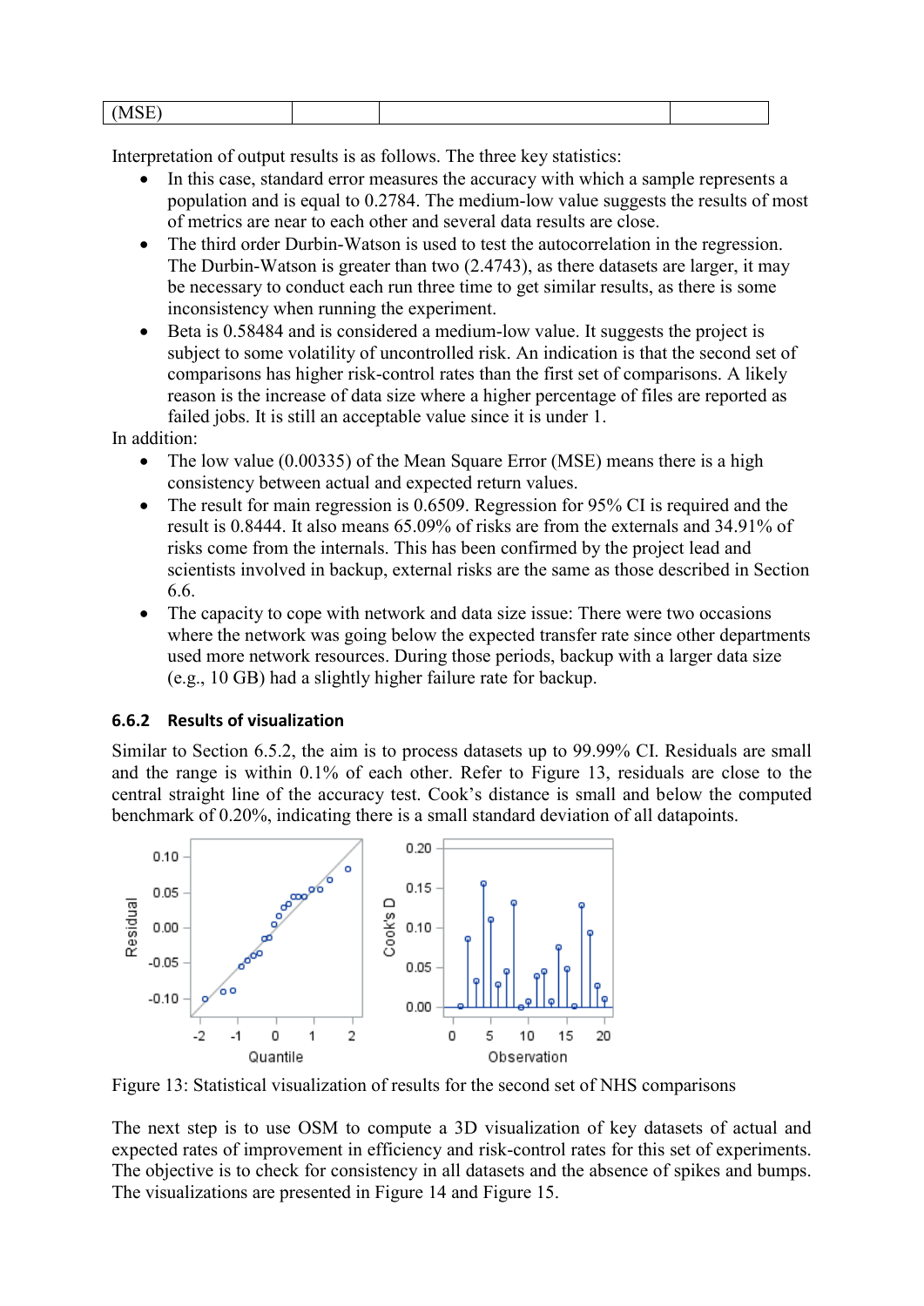| (MSE) | | | |
|---|---|---|---|

Interpretation of output results is as follows. The three key statistics:

- In this case, standard error measures the accuracy with which a sample represents a population and is equal to 0.2784. The medium-low value suggests the results of most of metrics are near to each other and several data results are close.
- The third order Durbin-Watson is used to test the autocorrelation in the regression. The Durbin-Watson is greater than two (2.4743), as there datasets are larger, it may be necessary to conduct each run three time to get similar results, as there is some inconsistency when running the experiment.
- Beta is 0.58484 and is considered a medium-low value. It suggests the project is subject to some volatility of uncontrolled risk. An indication is that the second set of comparisons has higher risk-control rates than the first set of comparisons. A likely reason is the increase of data size where a higher percentage of files are reported as failed jobs. It is still an acceptable value since it is under 1.

In addition:

- The low value (0.00335) of the Mean Square Error (MSE) means there is a high consistency between actual and expected return values.
- The result for main regression is 0.6509. Regression for 95% CI is required and the result is 0.8444. It also means 65.09% of risks are from the externals and 34.91% of risks come from the internals. This has been confirmed by the project lead and scientists involved in backup, external risks are the same as those described in Section 6.6.
- The capacity to cope with network and data size issue: There were two occasions where the network was going below the expected transfer rate since other departments used more network resources. During those periods, backup with a larger data size (e.g., 10 GB) had a slightly higher failure rate for backup.

### 6.6.2 Results of visualization

Similar to Section 6.5.2, the aim is to process datasets up to 99.99% CI. Residuals are small and the range is within 0.1% of each other. Refer to Figure 13, residuals are close to the central straight line of the accuracy test. Cook's distance is small and below the computed benchmark of 0.20%, indicating there is a small standard deviation of all datapoints.

Figure 13: Statistical visualization of results for the second set of NHS comparisons

The next step is to use OSM to compute a 3D visualization of key datasets of actual and expected rates of improvement in efficiency and risk-control rates for this set of experiments. The objective is to check for consistency in all datasets and the absence of spikes and bumps. The visualizations are presented in Figure 14 and Figure 15.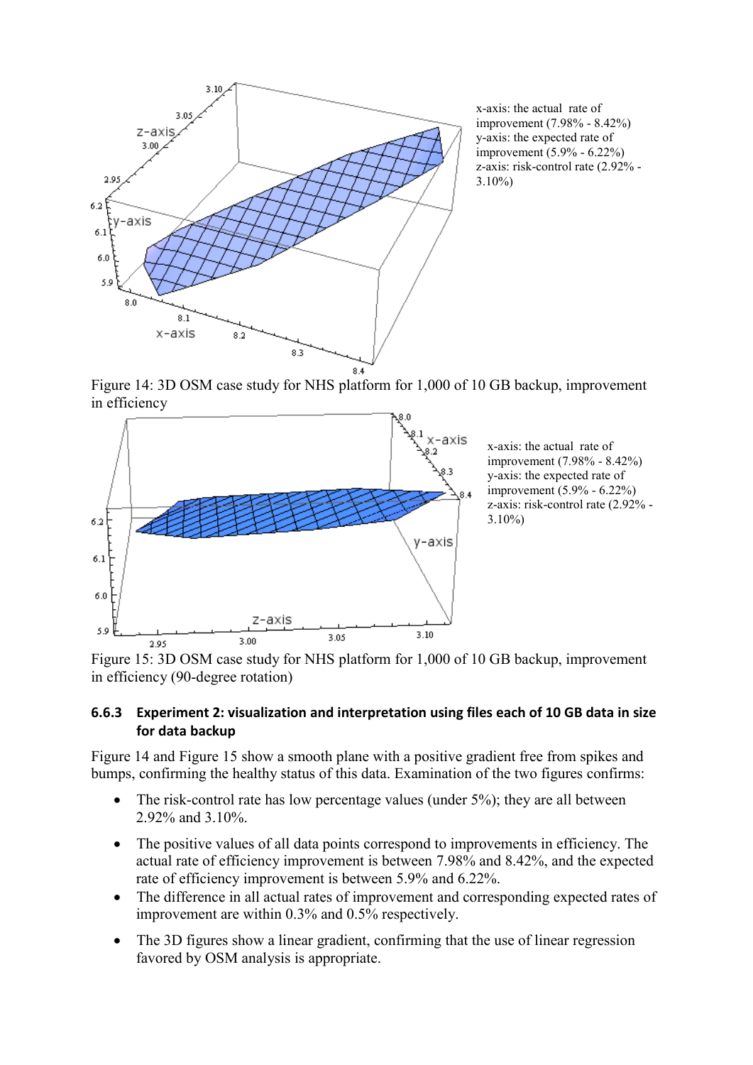x-axis: the actual rate of improvement (7.98% - 8.42%)
y-axis: the expected rate of improvement (5.9% - 6.22%)
z-axis: risk-control rate (2.92% - 3.10%)

Figure 14: 3D OSM case study for NHS platform for 1,000 of 10 GB backup, improvement in efficiency

x-axis: the actual rate of improvement (7.98% - 8.42%)
y-axis: the expected rate of improvement (5.9% - 6.22%)
z-axis: risk-control rate (2.92% - 3.10%)

Figure 15: 3D OSM case study for NHS platform for 1,000 of 10 GB backup, improvement in efficiency (90-degree rotation)

### 6.6.3 Experiment 2: visualization and interpretation using files each of 10 GB data in size for data backup

Figure 14 and Figure 15 show a smooth plane with a positive gradient free from spikes and bumps, confirming the healthy status of this data. Examination of the two figures confirms:

- The risk-control rate has low percentage values (under 5%); they are all between 2.92% and 3.10%.
- The positive values of all data points correspond to improvements in efficiency. The actual rate of efficiency improvement is between 7.98% and 8.42%, and the expected rate of efficiency improvement is between 5.9% and 6.22%.
- The difference in all actual rates of improvement and corresponding expected rates of improvement are within 0.3% and 0.5% respectively.
- The 3D figures show a linear gradient, confirming that the use of linear regression favored by OSM analysis is appropriate.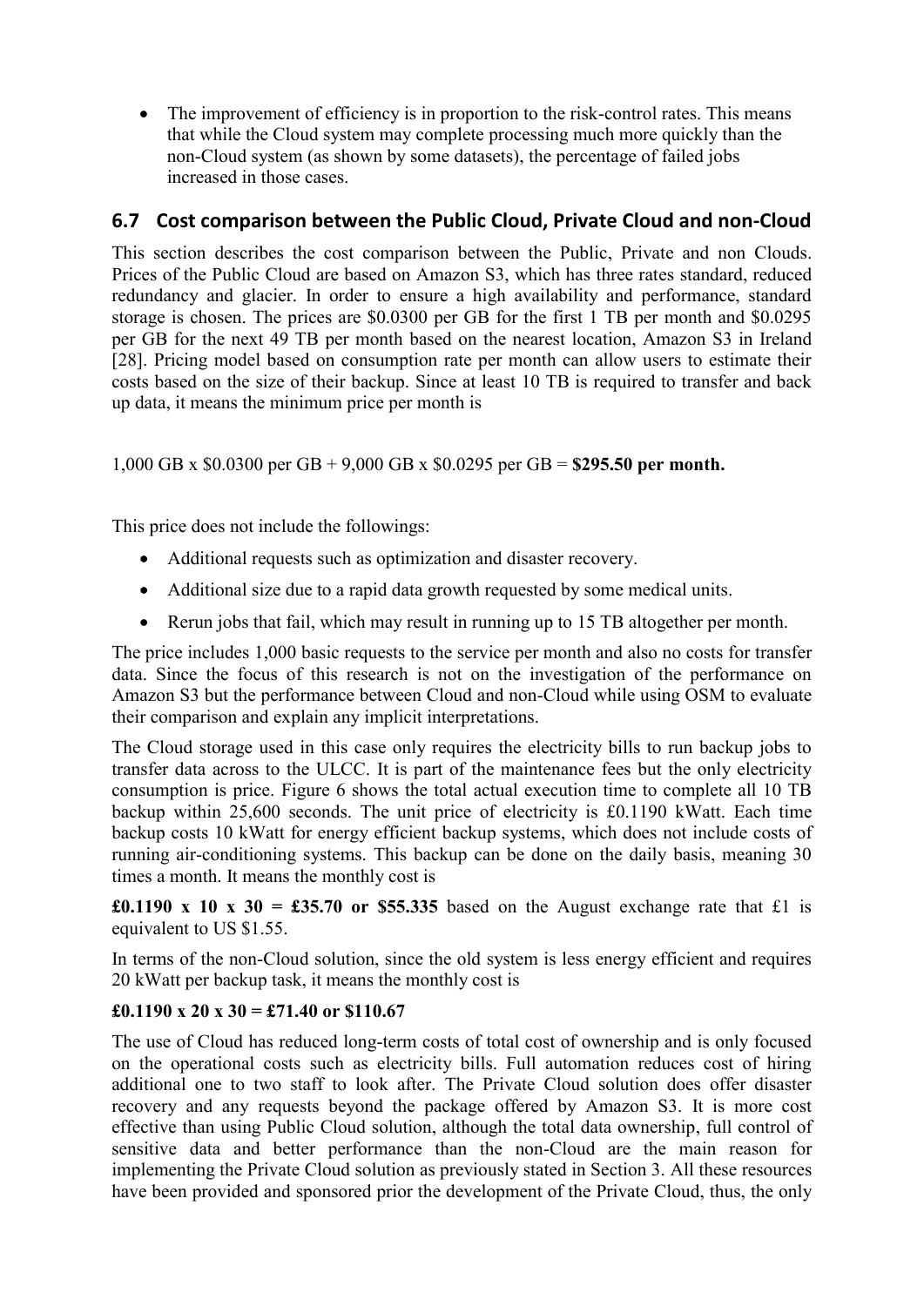- The improvement of efficiency is in proportion to the risk-control rates. This means that while the Cloud system may complete processing much more quickly than the non-Cloud system (as shown by some datasets), the percentage of failed jobs increased in those cases.

## 6.7 Cost comparison between the Public Cloud, Private Cloud and non-Cloud

This section describes the cost comparison between the Public, Private and non Clouds. Prices of the Public Cloud are based on Amazon S3, which has three rates standard, reduced redundancy and glacier. In order to ensure a high availability and performance, standard storage is chosen. The prices are $0.0300 per GB for the first 1 TB per month and $0.0295 per GB for the next 49 TB per month based on the nearest location, Amazon S3 in Ireland [28]. Pricing model based on consumption rate per month can allow users to estimate their costs based on the size of their backup. Since at least 10 TB is required to transfer and back up data, it means the minimum price per month is

1,000 GB x $0.0300 per GB + 9,000 GB x $0.0295 per GB = **$295.50 per month.**

This price does not include the followings:

- Additional requests such as optimization and disaster recovery.
- Additional size due to a rapid data growth requested by some medical units.
- Rerun jobs that fail, which may result in running up to 15 TB altogether per month.

The price includes 1,000 basic requests to the service per month and also no costs for transfer data. Since the focus of this research is not on the investigation of the performance on Amazon S3 but the performance between Cloud and non-Cloud while using OSM to evaluate their comparison and explain any implicit interpretations.

The Cloud storage used in this case only requires the electricity bills to run backup jobs to transfer data across to the ULCC. It is part of the maintenance fees but the only electricity consumption is price. Figure 6 shows the total actual execution time to complete all 10 TB backup within 25,600 seconds. The unit price of electricity is £0.1190 kWatt. Each time backup costs 10 kWatt for energy efficient backup systems, which does not include costs of running air-conditioning systems. This backup can be done on the daily basis, meaning 30 times a month. It means the monthly cost is

**£0.1190 x 10 x 30 = £35.70 or $55.335** based on the August exchange rate that £1 is equivalent to US $1.55.

In terms of the non-Cloud solution, since the old system is less energy efficient and requires 20 kWatt per backup task, it means the monthly cost is

**£0.1190 x 20 x 30 = £71.40 or $110.67**

The use of Cloud has reduced long-term costs of total cost of ownership and is only focused on the operational costs such as electricity bills. Full automation reduces cost of hiring additional one to two staff to look after. The Private Cloud solution does offer disaster recovery and any requests beyond the package offered by Amazon S3. It is more cost effective than using Public Cloud solution, although the total data ownership, full control of sensitive data and better performance than the non-Cloud are the main reason for implementing the Private Cloud solution as previously stated in Section 3. All these resources have been provided and sponsored prior the development of the Private Cloud, thus, the only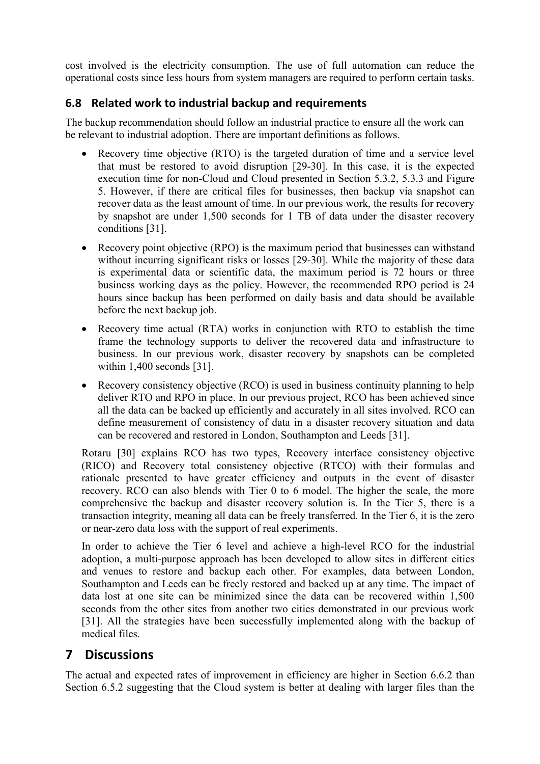cost involved is the electricity consumption. The use of full automation can reduce the operational costs since less hours from system managers are required to perform certain tasks.

### 6.8 Related work to industrial backup and requirements

The backup recommendation should follow an industrial practice to ensure all the work can be relevant to industrial adoption. There are important definitions as follows.

- Recovery time objective (RTO) is the targeted duration of time and a service level that must be restored to avoid disruption [29-30]. In this case, it is the expected execution time for non-Cloud and Cloud presented in Section 5.3.2, 5.3.3 and Figure 5. However, if there are critical files for businesses, then backup via snapshot can recover data as the least amount of time. In our previous work, the results for recovery by snapshot are under 1,500 seconds for 1 TB of data under the disaster recovery conditions [31].
- Recovery point objective (RPO) is the maximum period that businesses can withstand without incurring significant risks or losses [29-30]. While the majority of these data is experimental data or scientific data, the maximum period is 72 hours or three business working days as the policy. However, the recommended RPO period is 24 hours since backup has been performed on daily basis and data should be available before the next backup job.
- Recovery time actual (RTA) works in conjunction with RTO to establish the time frame the technology supports to deliver the recovered data and infrastructure to business. In our previous work, disaster recovery by snapshots can be completed within 1,400 seconds [31].
- Recovery consistency objective (RCO) is used in business continuity planning to help deliver RTO and RPO in place. In our previous project, RCO has been achieved since all the data can be backed up efficiently and accurately in all sites involved. RCO can define measurement of consistency of data in a disaster recovery situation and data can be recovered and restored in London, Southampton and Leeds [31].

Rotaru [30] explains RCO has two types, Recovery interface consistency objective (RICO) and Recovery total consistency objective (RTCO) with their formulas and rationale presented to have greater efficiency and outputs in the event of disaster recovery. RCO can also blends with Tier 0 to 6 model. The higher the scale, the more comprehensive the backup and disaster recovery solution is. In the Tier 5, there is a transaction integrity, meaning all data can be freely transferred. In the Tier 6, it is the zero or near-zero data loss with the support of real experiments.

In order to achieve the Tier 6 level and achieve a high-level RCO for the industrial adoption, a multi-purpose approach has been developed to allow sites in different cities and venues to restore and backup each other. For examples, data between London, Southampton and Leeds can be freely restored and backed up at any time. The impact of data lost at one site can be minimized since the data can be recovered within 1,500 seconds from the other sites from another two cities demonstrated in our previous work [31]. All the strategies have been successfully implemented along with the backup of medical files.

## 7 Discussions

The actual and expected rates of improvement in efficiency are higher in Section 6.6.2 than Section 6.5.2 suggesting that the Cloud system is better at dealing with larger files than the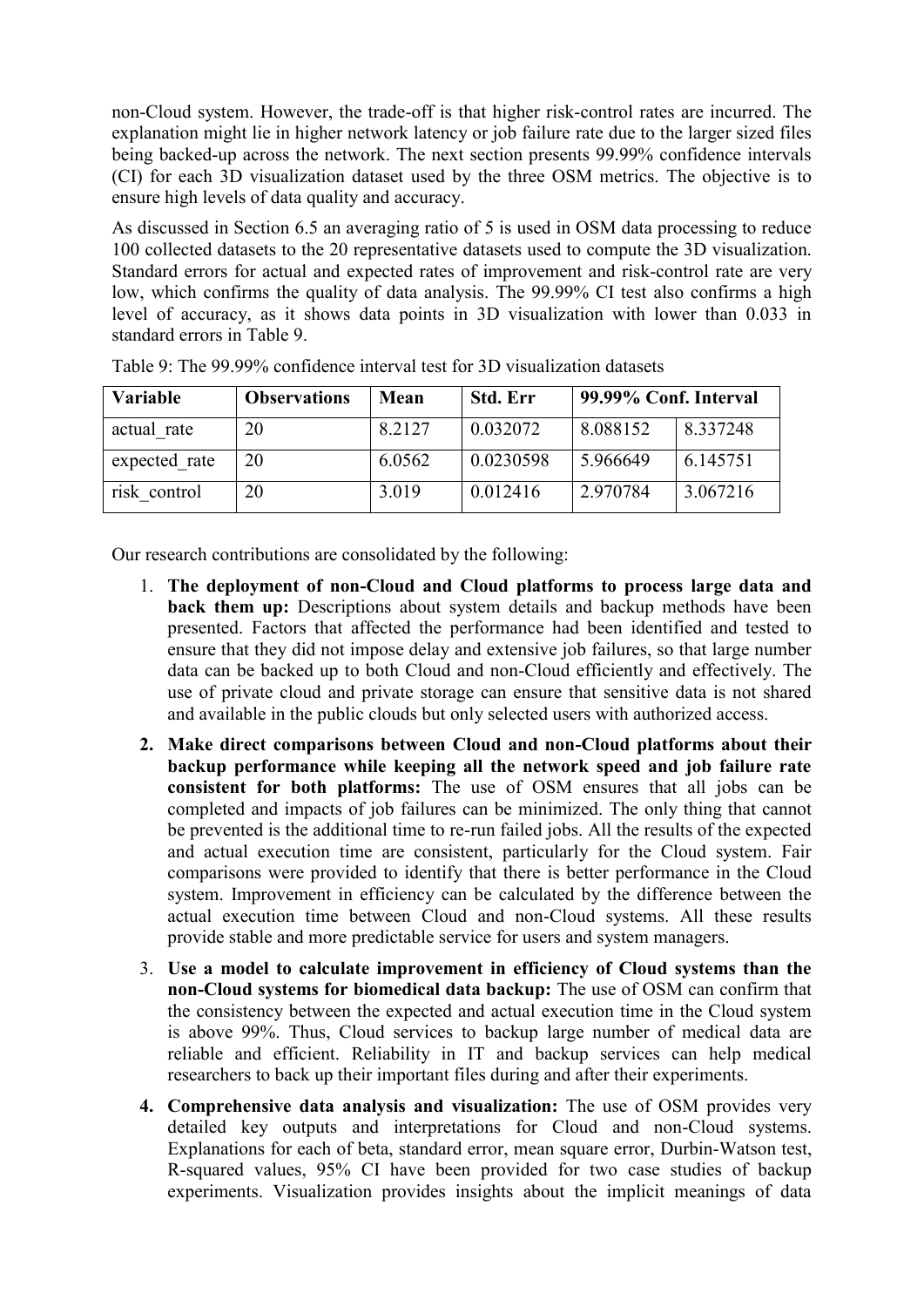non-Cloud system. However, the trade-off is that higher risk-control rates are incurred. The explanation might lie in higher network latency or job failure rate due to the larger sized files being backed-up across the network. The next section presents 99.99% confidence intervals (CI) for each 3D visualization dataset used by the three OSM metrics. The objective is to ensure high levels of data quality and accuracy.

As discussed in Section 6.5 an averaging ratio of 5 is used in OSM data processing to reduce 100 collected datasets to the 20 representative datasets used to compute the 3D visualization. Standard errors for actual and expected rates of improvement and risk-control rate are very low, which confirms the quality of data analysis. The 99.99% CI test also confirms a high level of accuracy, as it shows data points in 3D visualization with lower than 0.033 in standard errors in Table 9.

Table 9: The 99.99% confidence interval test for 3D visualization datasets

| **Variable** | **Observations** | **Mean** | **Std. Err** | **99.99% Conf. Interval** | |
|---|---|---|---|---|---|
| actual_rate | 20 | 8.2127 | 0.032072 | 8.088152 | 8.337248 |
| expected_rate | 20 | 6.0562 | 0.0230598 | 5.966649 | 6.145751 |
| risk_control | 20 | 3.019 | 0.012416 | 2.970784 | 3.067216 |

Our research contributions are consolidated by the following:

1. **The deployment of non-Cloud and Cloud platforms to process large data and back them up:** Descriptions about system details and backup methods have been presented. Factors that affected the performance had been identified and tested to ensure that they did not impose delay and extensive job failures, so that large number data can be backed up to both Cloud and non-Cloud efficiently and effectively. The use of private cloud and private storage can ensure that sensitive data is not shared and available in the public clouds but only selected users with authorized access.
2. **Make direct comparisons between Cloud and non-Cloud platforms about their backup performance while keeping all the network speed and job failure rate consistent for both platforms:** The use of OSM ensures that all jobs can be completed and impacts of job failures can be minimized. The only thing that cannot be prevented is the additional time to re-run failed jobs. All the results of the expected and actual execution time are consistent, particularly for the Cloud system. Fair comparisons were provided to identify that there is better performance in the Cloud system. Improvement in efficiency can be calculated by the difference between the actual execution time between Cloud and non-Cloud systems. All these results provide stable and more predictable service for users and system managers.
3. **Use a model to calculate improvement in efficiency of Cloud systems than the non-Cloud systems for biomedical data backup:** The use of OSM can confirm that the consistency between the expected and actual execution time in the Cloud system is above 99%. Thus, Cloud services to backup large number of medical data are reliable and efficient. Reliability in IT and backup services can help medical researchers to back up their important files during and after their experiments.
4. **Comprehensive data analysis and visualization:** The use of OSM provides very detailed key outputs and interpretations for Cloud and non-Cloud systems. Explanations for each of beta, standard error, mean square error, Durbin-Watson test, R-squared values, 95% CI have been provided for two case studies of backup experiments. Visualization provides insights about the implicit meanings of data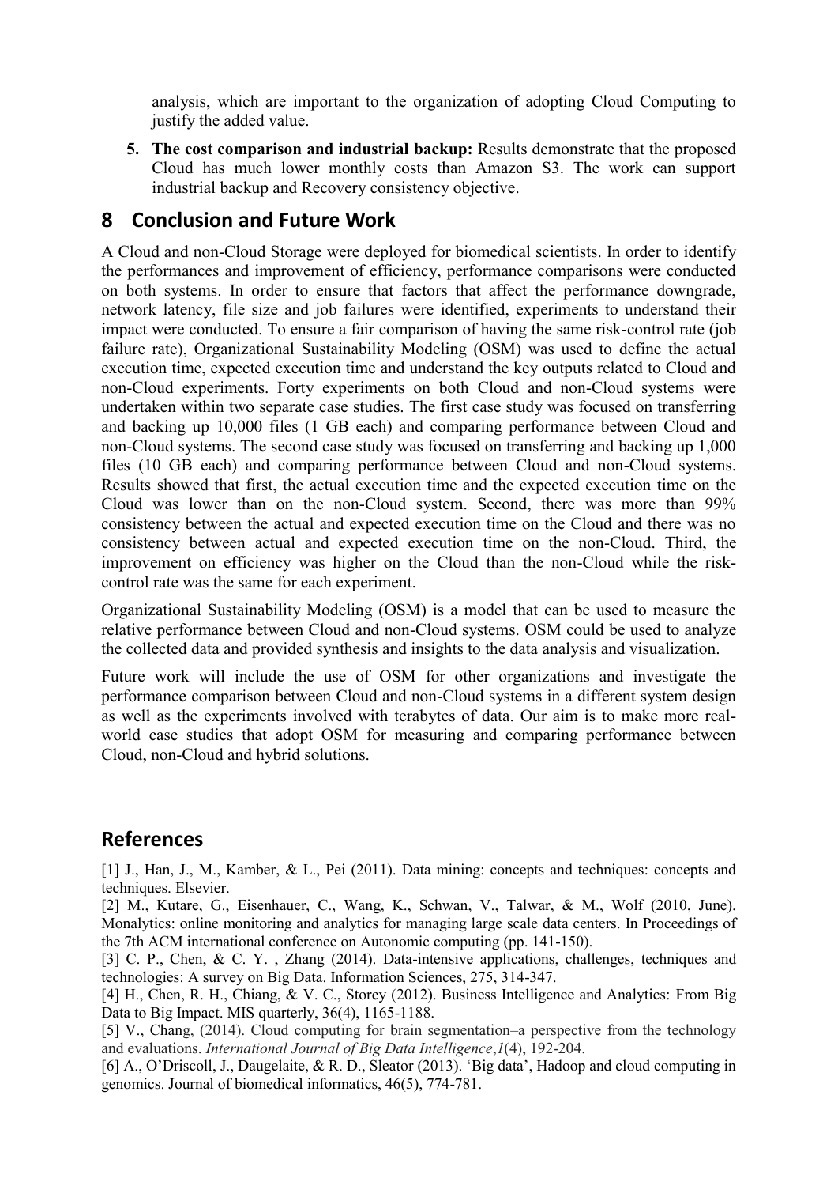analysis, which are important to the organization of adopting Cloud Computing to justify the added value.

5. **The cost comparison and industrial backup:** Results demonstrate that the proposed Cloud has much lower monthly costs than Amazon S3. The work can support industrial backup and Recovery consistency objective.

## 8 Conclusion and Future Work

A Cloud and non-Cloud Storage were deployed for biomedical scientists. In order to identify the performances and improvement of efficiency, performance comparisons were conducted on both systems. In order to ensure that factors that affect the performance downgrade, network latency, file size and job failures were identified, experiments to understand their impact were conducted. To ensure a fair comparison of having the same risk-control rate (job failure rate), Organizational Sustainability Modeling (OSM) was used to define the actual execution time, expected execution time and understand the key outputs related to Cloud and non-Cloud experiments. Forty experiments on both Cloud and non-Cloud systems were undertaken within two separate case studies. The first case study was focused on transferring and backing up 10,000 files (1 GB each) and comparing performance between Cloud and non-Cloud systems. The second case study was focused on transferring and backing up 1,000 files (10 GB each) and comparing performance between Cloud and non-Cloud systems. Results showed that first, the actual execution time and the expected execution time on the Cloud was lower than on the non-Cloud system. Second, there was more than 99% consistency between the actual and expected execution time on the Cloud and there was no consistency between actual and expected execution time on the non-Cloud. Third, the improvement on efficiency was higher on the Cloud than the non-Cloud while the risk-control rate was the same for each experiment.

Organizational Sustainability Modeling (OSM) is a model that can be used to measure the relative performance between Cloud and non-Cloud systems. OSM could be used to analyze the collected data and provided synthesis and insights to the data analysis and visualization.

Future work will include the use of OSM for other organizations and investigate the performance comparison between Cloud and non-Cloud systems in a different system design as well as the experiments involved with terabytes of data. Our aim is to make more real-world case studies that adopt OSM for measuring and comparing performance between Cloud, non-Cloud and hybrid solutions.

## References

[1] J., Han, J., M., Kamber, & L., Pei (2011). Data mining: concepts and techniques: concepts and techniques. Elsevier.

[2] M., Kutare, G., Eisenhauer, C., Wang, K., Schwan, V., Talwar, & M., Wolf (2010, June). Monalytics: online monitoring and analytics for managing large scale data centers. In Proceedings of the 7th ACM international conference on Autonomic computing (pp. 141-150).

[3] C. P., Chen, & C. Y. , Zhang (2014). Data-intensive applications, challenges, techniques and technologies: A survey on Big Data. Information Sciences, 275, 314-347.

[4] H., Chen, R. H., Chiang, & V. C., Storey (2012). Business Intelligence and Analytics: From Big Data to Big Impact. MIS quarterly, 36(4), 1165-1188.

[5] V., Chang, (2014). Cloud computing for brain segmentation–a perspective from the technology and evaluations. *International Journal of Big Data Intelligence*, *1*(4), 192-204.

[6] A., O'Driscoll, J., Daugelaite, & R. D., Sleator (2013). 'Big data', Hadoop and cloud computing in genomics. Journal of biomedical informatics, 46(5), 774-781.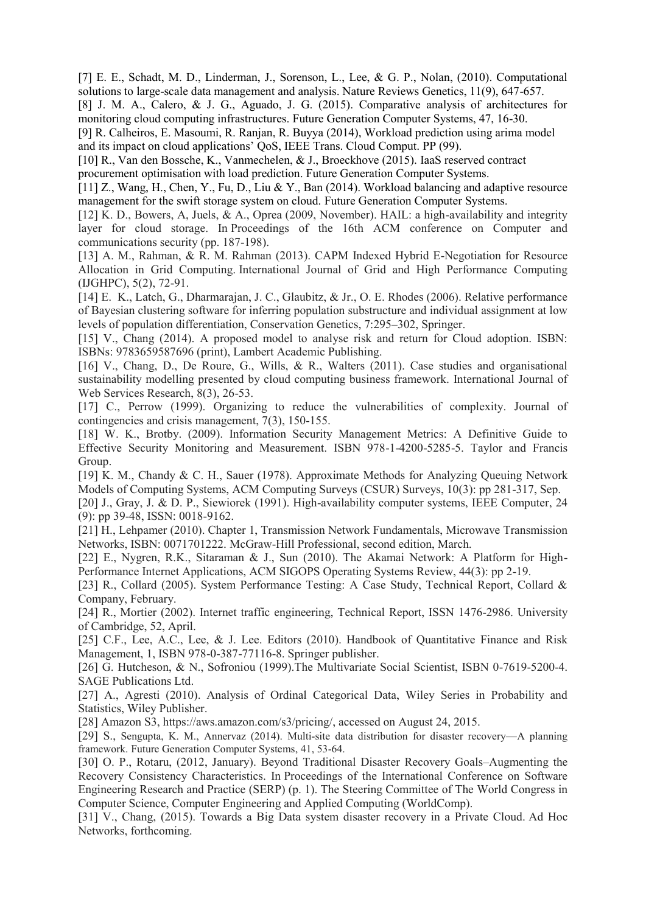[7] E. E., Schadt, M. D., Linderman, J., Sorenson, L., Lee, & G. P., Nolan, (2010). Computational solutions to large-scale data management and analysis. Nature Reviews Genetics, 11(9), 647-657.

[8] J. M. A., Calero, & J. G., Aguado, J. G. (2015). Comparative analysis of architectures for monitoring cloud computing infrastructures. Future Generation Computer Systems, 47, 16-30.

[9] R. Calheiros, E. Masoumi, R. Ranjan, R. Buyya (2014), Workload prediction using arima model and its impact on cloud applications' QoS, IEEE Trans. Cloud Comput. PP (99).

[10] R., Van den Bossche, K., Vanmechelen, & J., Broeckhove (2015). IaaS reserved contract procurement optimisation with load prediction. Future Generation Computer Systems.

[11] Z., Wang, H., Chen, Y., Fu, D., Liu & Y., Ban (2014). Workload balancing and adaptive resource management for the swift storage system on cloud. Future Generation Computer Systems.

[12] K. D., Bowers, A, Juels, & A., Oprea (2009, November). HAIL: a high-availability and integrity layer for cloud storage. In Proceedings of the 16th ACM conference on Computer and communications security (pp. 187-198).

[13] A. M., Rahman, & R. M. Rahman (2013). CAPM Indexed Hybrid E-Negotiation for Resource Allocation in Grid Computing. International Journal of Grid and High Performance Computing (IJGHPC), 5(2), 72-91.

[14] E. K., Latch, G., Dharmarajan, J. C., Glaubitz, & Jr., O. E. Rhodes (2006). Relative performance of Bayesian clustering software for inferring population substructure and individual assignment at low levels of population differentiation, Conservation Genetics, 7:295–302, Springer.

[15] V., Chang (2014). A proposed model to analyse risk and return for Cloud adoption. ISBN: ISBNs: 9783659587696 (print), Lambert Academic Publishing.

[16] V., Chang, D., De Roure, G., Wills, & R., Walters (2011). Case studies and organisational sustainability modelling presented by cloud computing business framework. International Journal of Web Services Research, 8(3), 26-53.

[17] C., Perrow (1999). Organizing to reduce the vulnerabilities of complexity. Journal of contingencies and crisis management, 7(3), 150-155.

[18] W. K., Brotby. (2009). Information Security Management Metrics: A Definitive Guide to Effective Security Monitoring and Measurement. ISBN 978-1-4200-5285-5. Taylor and Francis Group.

[19] K. M., Chandy & C. H., Sauer (1978). Approximate Methods for Analyzing Queuing Network Models of Computing Systems, ACM Computing Surveys (CSUR) Surveys, 10(3): pp 281-317, Sep.

[20] J., Gray, J. & D. P., Siewiorek (1991). High-availability computer systems, IEEE Computer, 24 (9): pp 39-48, ISSN: 0018-9162.

[21] H., Lehpamer (2010). Chapter 1, Transmission Network Fundamentals, Microwave Transmission Networks, ISBN: 0071701222. McGraw-Hill Professional, second edition, March.

[22] E., Nygren, R.K., Sitaraman & J., Sun (2010). The Akamai Network: A Platform for High-Performance Internet Applications, ACM SIGOPS Operating Systems Review, 44(3): pp 2-19.

[23] R., Collard (2005). System Performance Testing: A Case Study, Technical Report, Collard & Company, February.

[24] R., Mortier (2002). Internet traffic engineering, Technical Report, ISSN 1476-2986. University of Cambridge, 52, April.

[25] C.F., Lee, A.C., Lee, & J. Lee. Editors (2010). Handbook of Quantitative Finance and Risk Management, 1, ISBN 978-0-387-77116-8. Springer publisher.

[26] G. Hutcheson, & N., Sofroniou (1999).The Multivariate Social Scientist, ISBN 0-7619-5200-4. SAGE Publications Ltd.

[27] A., Agresti (2010). Analysis of Ordinal Categorical Data, Wiley Series in Probability and Statistics, Wiley Publisher.

[28] Amazon S3, https://aws.amazon.com/s3/pricing/, accessed on August 24, 2015.

[29] S., Sengupta, K. M., Annervaz (2014). Multi-site data distribution for disaster recovery—A planning framework. Future Generation Computer Systems, 41, 53-64.

[30] O. P., Rotaru, (2012, January). Beyond Traditional Disaster Recovery Goals–Augmenting the Recovery Consistency Characteristics. In Proceedings of the International Conference on Software Engineering Research and Practice (SERP) (p. 1). The Steering Committee of The World Congress in Computer Science, Computer Engineering and Applied Computing (WorldComp).

[31] V., Chang, (2015). Towards a Big Data system disaster recovery in a Private Cloud. Ad Hoc Networks, forthcoming.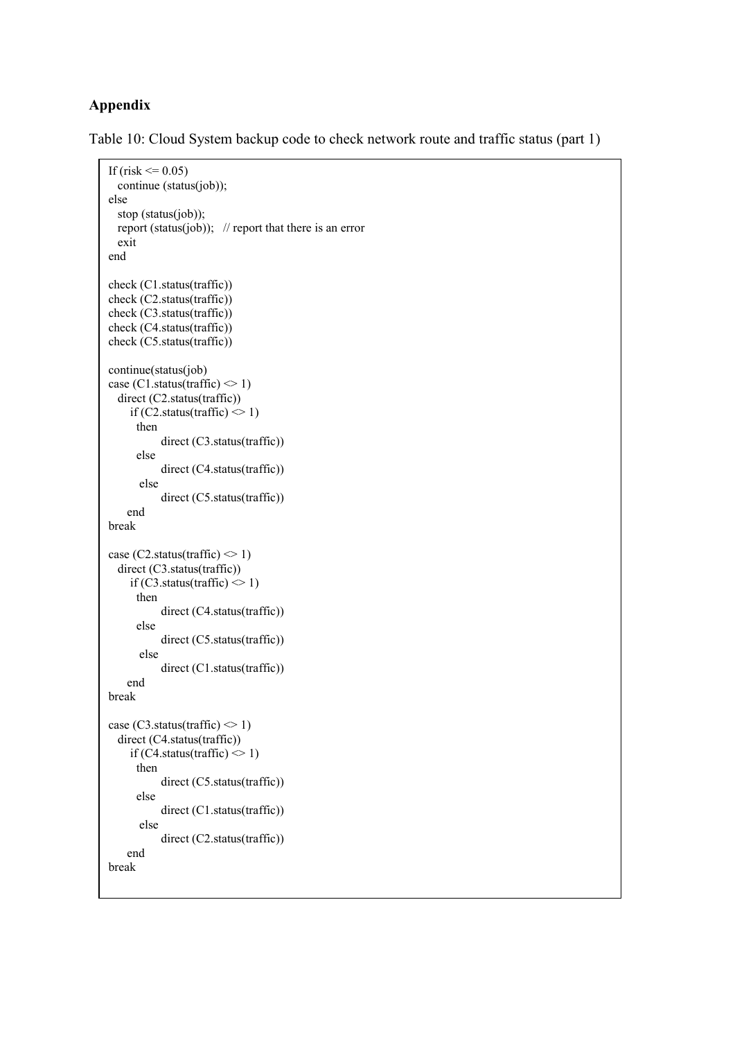## Appendix

Table 10: Cloud System backup code to check network route and traffic status (part 1)

```
If (risk <= 0.05)
  continue (status(job));
else
  stop (status(job));
  report (status(job));   // report that there is an error
  exit
end

check (C1.status(traffic))
check (C2.status(traffic))
check (C3.status(traffic))
check (C4.status(traffic))
check (C5.status(traffic))

continue(status(job)
case (C1.status(traffic) <> 1)
  direct (C2.status(traffic))
     if (C2.status(traffic) <> 1)
       then
              direct (C3.status(traffic))
       else
              direct (C4.status(traffic))
        else
              direct (C5.status(traffic))
     end
break

case (C2.status(traffic) <> 1)
  direct (C3.status(traffic))
     if (C3.status(traffic) <> 1)
       then
              direct (C4.status(traffic))
       else
              direct (C5.status(traffic))
        else
              direct (C1.status(traffic))
     end
break

case (C3.status(traffic) <> 1)
  direct (C4.status(traffic))
     if (C4.status(traffic) <> 1)
       then
              direct (C5.status(traffic))
       else
              direct (C1.status(traffic))
        else
              direct (C2.status(traffic))
     end
break
```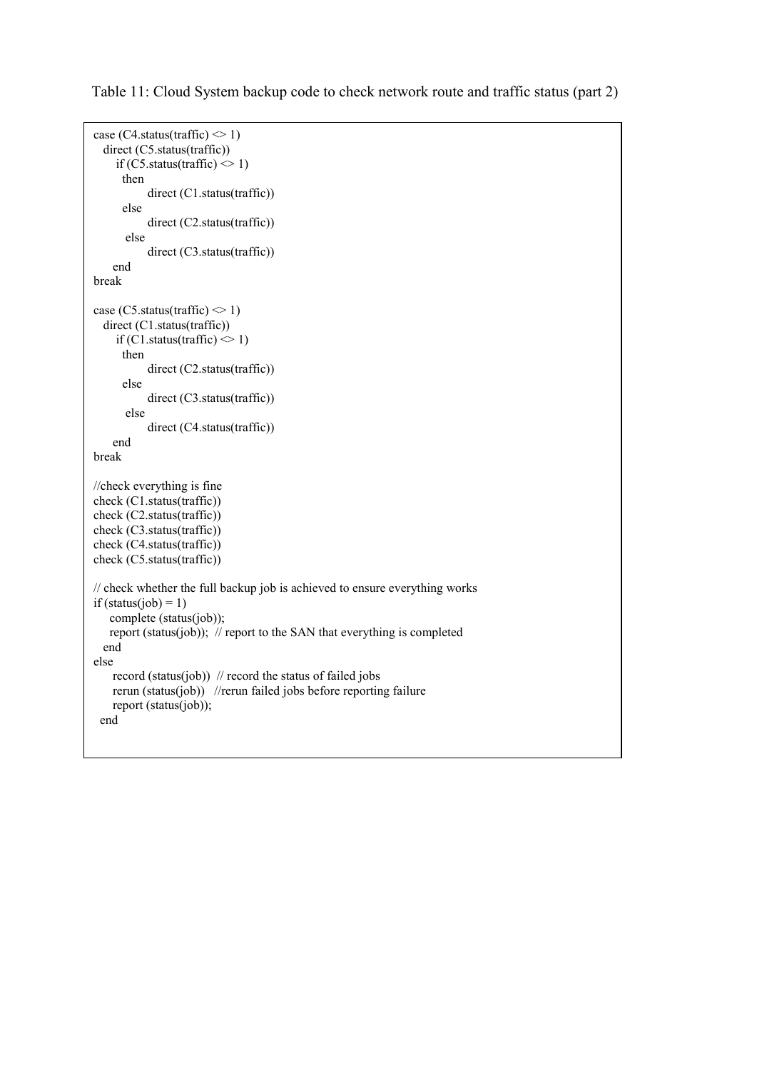Table 11: Cloud System backup code to check network route and traffic status (part 2)

```
case (C4.status(traffic) <> 1)
  direct (C5.status(traffic))
     if (C5.status(traffic) <> 1)
       then
            direct (C1.status(traffic))
       else
            direct (C2.status(traffic))
        else
            direct (C3.status(traffic))
     end
break

case (C5.status(traffic) <> 1)
  direct (C1.status(traffic))
     if (C1.status(traffic) <> 1)
       then
            direct (C2.status(traffic))
       else
            direct (C3.status(traffic))
        else
            direct (C4.status(traffic))
     end
break

//check everything is fine
check (C1.status(traffic))
check (C2.status(traffic))
check (C3.status(traffic))
check (C4.status(traffic))
check (C5.status(traffic))

// check whether the full backup job is achieved to ensure everything works
if (status(job) = 1)
    complete (status(job));
    report (status(job));  // report to the SAN that everything is completed
  end
else
     record (status(job))  // record the status of failed jobs
     rerun (status(job))   //rerun failed jobs before reporting failure
     report (status(job));
 end
```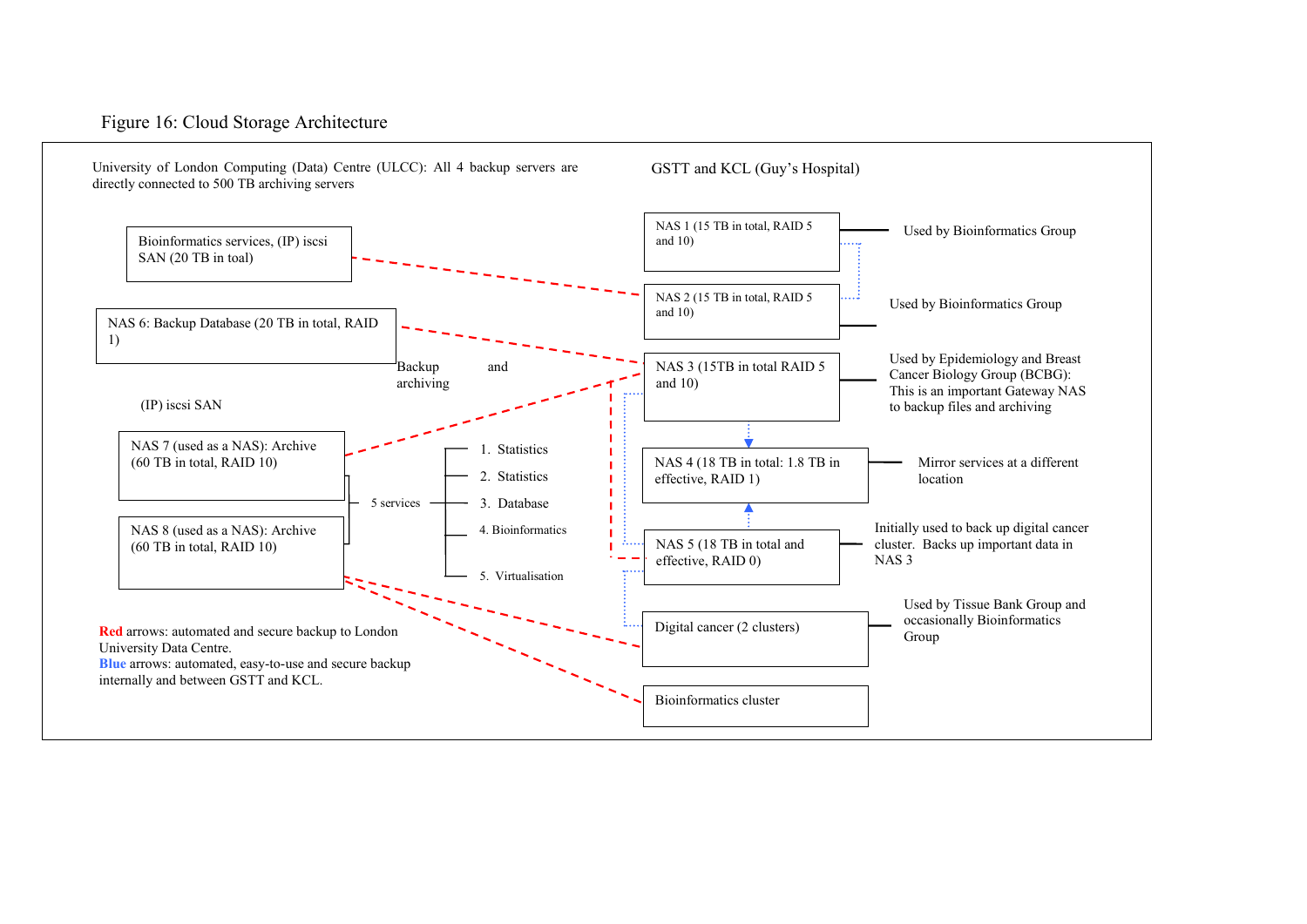Figure 16: Cloud Storage Architecture

University of London Computing (Data) Centre (ULCC): All 4 backup servers are directly connected to 500 TB archiving servers

GSTT and KCL (Guy's Hospital)

Bioinformatics services, (IP) iscsi SAN (20 TB in toal)

NAS 6: Backup Database (20 TB in total, RAID 1)

Backup and archiving

(IP) iscsi SAN

NAS 7 (used as a NAS): Archive (60 TB in total, RAID 10)

NAS 8 (used as a NAS): Archive (60 TB in total, RAID 10)

5 services

1. Statistics
2. Statistics
3. Database
4. Bioinformatics
5. Virtualisation

NAS 1 (15 TB in total, RAID 5 and 10)

Used by Bioinformatics Group

NAS 2 (15 TB in total, RAID 5 and 10)

Used by Bioinformatics Group

NAS 3 (15TB in total RAID 5 and 10)

Used by Epidemiology and Breast Cancer Biology Group (BCBG): This is an important Gateway NAS to backup files and archiving

NAS 4 (18 TB in total: 1.8 TB in effective, RAID 1)

Mirror services at a different location

NAS 5 (18 TB in total and effective, RAID 0)

Initially used to back up digital cancer cluster. Backs up important data in NAS 3

Digital cancer (2 clusters)

Used by Tissue Bank Group and occasionally Bioinformatics Group

Bioinformatics cluster

**Red** arrows: automated and secure backup to London University Data Centre.
**Blue** arrows: automated, easy-to-use and secure backup internally and between GSTT and KCL.